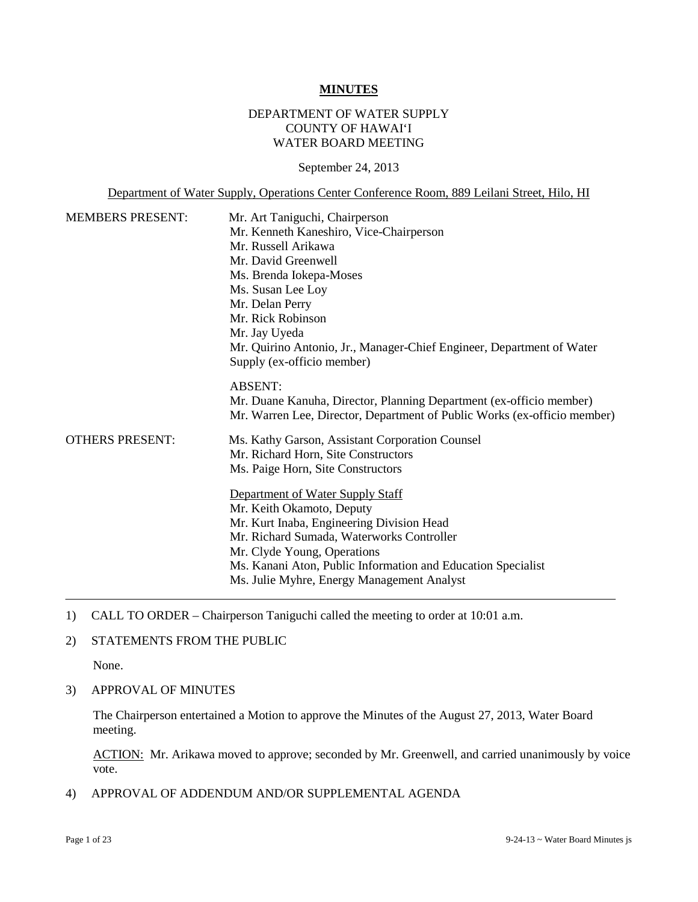# MINUTES

DEPARTMENT OF WATER SUPPLY
COUNTY OF HAWAI'I
WATER BOARD MEETING

September 24, 2013

Department of Water Supply, Operations Center Conference Room, 889 Leilani Street, Hilo, HI

MEMBERS PRESENT:

Mr. Art Taniguchi, Chairperson
Mr. Kenneth Kaneshiro, Vice-Chairperson
Mr. Russell Arikawa
Mr. David Greenwell
Ms. Brenda Iokepa-Moses
Ms. Susan Lee Loy
Mr. Delan Perry
Mr. Rick Robinson
Mr. Jay Uyeda
Mr. Quirino Antonio, Jr., Manager-Chief Engineer, Department of Water Supply (ex-officio member)

ABSENT:
Mr. Duane Kanuha, Director, Planning Department (ex-officio member)
Mr. Warren Lee, Director, Department of Public Works (ex-officio member)

OTHERS PRESENT:

Ms. Kathy Garson, Assistant Corporation Counsel
Mr. Richard Horn, Site Constructors
Ms. Paige Horn, Site Constructors

Department of Water Supply Staff
Mr. Keith Okamoto, Deputy
Mr. Kurt Inaba, Engineering Division Head
Mr. Richard Sumada, Waterworks Controller
Mr. Clyde Young, Operations
Ms. Kanani Aton, Public Information and Education Specialist
Ms. Julie Myhre, Energy Management Analyst

---

1) CALL TO ORDER – Chairperson Taniguchi called the meeting to order at 10:01 a.m.

2) STATEMENTS FROM THE PUBLIC

   None.

3) APPROVAL OF MINUTES

   The Chairperson entertained a Motion to approve the Minutes of the August 27, 2013, Water Board meeting.

   ACTION: Mr. Arikawa moved to approve; seconded by Mr. Greenwell, and carried unanimously by voice vote.

4) APPROVAL OF ADDENDUM AND/OR SUPPLEMENTAL AGENDA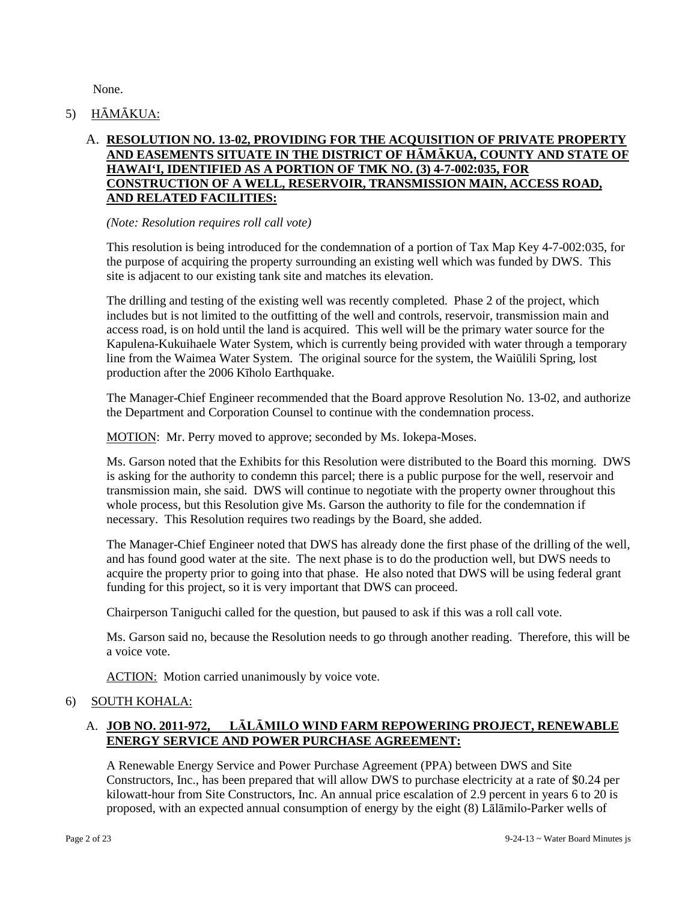None.

5) HĀMĀKUA:

A. **RESOLUTION NO. 13-02, PROVIDING FOR THE ACQUISITION OF PRIVATE PROPERTY AND EASEMENTS SITUATE IN THE DISTRICT OF HĀMĀKUA, COUNTY AND STATE OF HAWAIʻI, IDENTIFIED AS A PORTION OF TMK NO. (3) 4-7-002:035, FOR CONSTRUCTION OF A WELL, RESERVOIR, TRANSMISSION MAIN, ACCESS ROAD, AND RELATED FACILITIES:**

*(Note: Resolution requires roll call vote)*

This resolution is being introduced for the condemnation of a portion of Tax Map Key 4-7-002:035, for the purpose of acquiring the property surrounding an existing well which was funded by DWS. This site is adjacent to our existing tank site and matches its elevation.

The drilling and testing of the existing well was recently completed. Phase 2 of the project, which includes but is not limited to the outfitting of the well and controls, reservoir, transmission main and access road, is on hold until the land is acquired. This well will be the primary water source for the Kapulena-Kukuihaele Water System, which is currently being provided with water through a temporary line from the Waimea Water System. The original source for the system, the Waiūlili Spring, lost production after the 2006 Kīholo Earthquake.

The Manager-Chief Engineer recommended that the Board approve Resolution No. 13-02, and authorize the Department and Corporation Counsel to continue with the condemnation process.

MOTION: Mr. Perry moved to approve; seconded by Ms. Iokepa-Moses.

Ms. Garson noted that the Exhibits for this Resolution were distributed to the Board this morning. DWS is asking for the authority to condemn this parcel; there is a public purpose for the well, reservoir and transmission main, she said. DWS will continue to negotiate with the property owner throughout this whole process, but this Resolution give Ms. Garson the authority to file for the condemnation if necessary. This Resolution requires two readings by the Board, she added.

The Manager-Chief Engineer noted that DWS has already done the first phase of the drilling of the well, and has found good water at the site. The next phase is to do the production well, but DWS needs to acquire the property prior to going into that phase. He also noted that DWS will be using federal grant funding for this project, so it is very important that DWS can proceed.

Chairperson Taniguchi called for the question, but paused to ask if this was a roll call vote.

Ms. Garson said no, because the Resolution needs to go through another reading. Therefore, this will be a voice vote.

ACTION: Motion carried unanimously by voice vote.

6) SOUTH KOHALA:

A. **JOB NO. 2011-972, LĀLĀMILO WIND FARM REPOWERING PROJECT, RENEWABLE ENERGY SERVICE AND POWER PURCHASE AGREEMENT:**

A Renewable Energy Service and Power Purchase Agreement (PPA) between DWS and Site Constructors, Inc., has been prepared that will allow DWS to purchase electricity at a rate of $0.24 per kilowatt-hour from Site Constructors, Inc. An annual price escalation of 2.9 percent in years 6 to 20 is proposed, with an expected annual consumption of energy by the eight (8) Lālāmilo-Parker wells of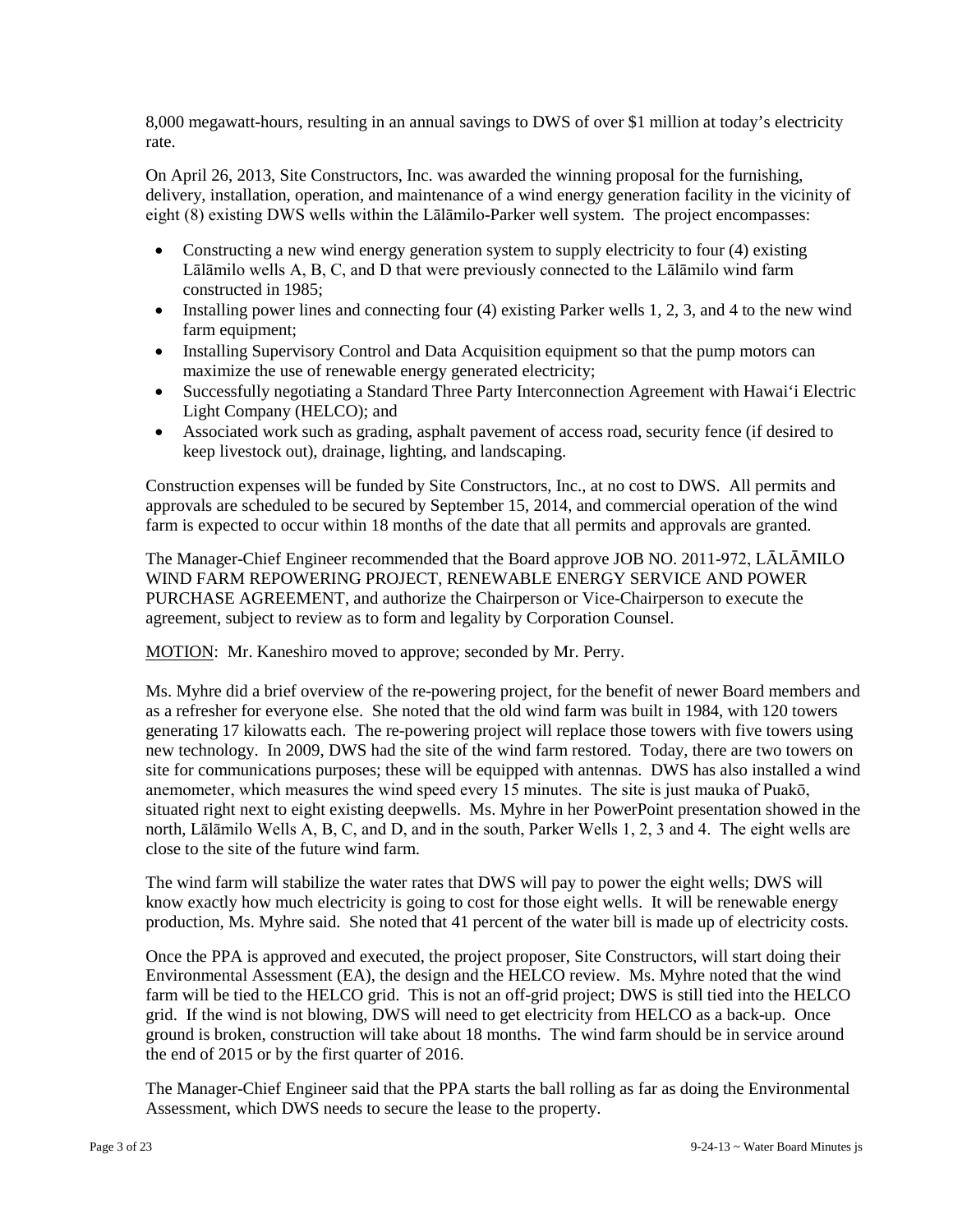8,000 megawatt-hours, resulting in an annual savings to DWS of over $1 million at today's electricity rate.

On April 26, 2013, Site Constructors, Inc. was awarded the winning proposal for the furnishing, delivery, installation, operation, and maintenance of a wind energy generation facility in the vicinity of eight (8) existing DWS wells within the Lālāmilo-Parker well system. The project encompasses:

- Constructing a new wind energy generation system to supply electricity to four (4) existing Lālāmilo wells A, B, C, and D that were previously connected to the Lālāmilo wind farm constructed in 1985;
- Installing power lines and connecting four (4) existing Parker wells 1, 2, 3, and 4 to the new wind farm equipment;
- Installing Supervisory Control and Data Acquisition equipment so that the pump motors can maximize the use of renewable energy generated electricity;
- Successfully negotiating a Standard Three Party Interconnection Agreement with Hawai'i Electric Light Company (HELCO); and
- Associated work such as grading, asphalt pavement of access road, security fence (if desired to keep livestock out), drainage, lighting, and landscaping.

Construction expenses will be funded by Site Constructors, Inc., at no cost to DWS. All permits and approvals are scheduled to be secured by September 15, 2014, and commercial operation of the wind farm is expected to occur within 18 months of the date that all permits and approvals are granted.

The Manager-Chief Engineer recommended that the Board approve JOB NO. 2011-972, LĀLĀMILO WIND FARM REPOWERING PROJECT, RENEWABLE ENERGY SERVICE AND POWER PURCHASE AGREEMENT, and authorize the Chairperson or Vice-Chairperson to execute the agreement, subject to review as to form and legality by Corporation Counsel.

MOTION: Mr. Kaneshiro moved to approve; seconded by Mr. Perry.

Ms. Myhre did a brief overview of the re-powering project, for the benefit of newer Board members and as a refresher for everyone else. She noted that the old wind farm was built in 1984, with 120 towers generating 17 kilowatts each. The re-powering project will replace those towers with five towers using new technology. In 2009, DWS had the site of the wind farm restored. Today, there are two towers on site for communications purposes; these will be equipped with antennas. DWS has also installed a wind anemometer, which measures the wind speed every 15 minutes. The site is just mauka of Puakō, situated right next to eight existing deepwells. Ms. Myhre in her PowerPoint presentation showed in the north, Lālāmilo Wells A, B, C, and D, and in the south, Parker Wells 1, 2, 3 and 4. The eight wells are close to the site of the future wind farm.

The wind farm will stabilize the water rates that DWS will pay to power the eight wells; DWS will know exactly how much electricity is going to cost for those eight wells. It will be renewable energy production, Ms. Myhre said. She noted that 41 percent of the water bill is made up of electricity costs.

Once the PPA is approved and executed, the project proposer, Site Constructors, will start doing their Environmental Assessment (EA), the design and the HELCO review. Ms. Myhre noted that the wind farm will be tied to the HELCO grid. This is not an off-grid project; DWS is still tied into the HELCO grid. If the wind is not blowing, DWS will need to get electricity from HELCO as a back-up. Once ground is broken, construction will take about 18 months. The wind farm should be in service around the end of 2015 or by the first quarter of 2016.

The Manager-Chief Engineer said that the PPA starts the ball rolling as far as doing the Environmental Assessment, which DWS needs to secure the lease to the property.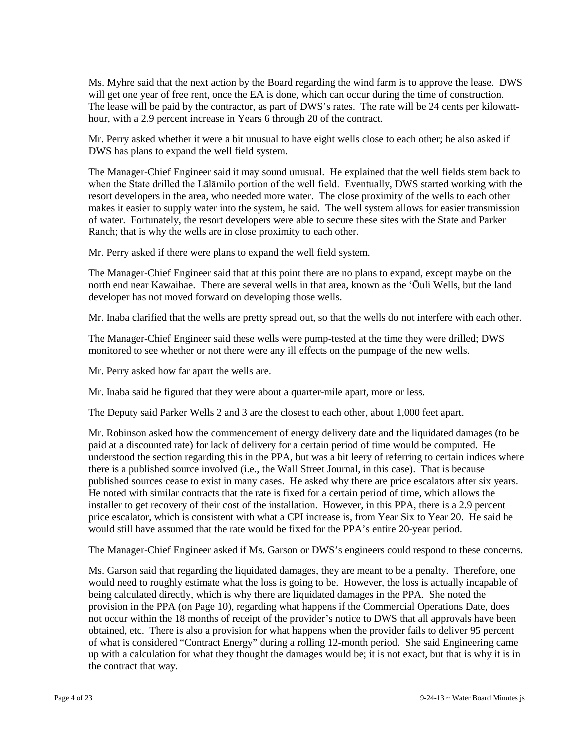Ms. Myhre said that the next action by the Board regarding the wind farm is to approve the lease. DWS will get one year of free rent, once the EA is done, which can occur during the time of construction. The lease will be paid by the contractor, as part of DWS's rates. The rate will be 24 cents per kilowatt-hour, with a 2.9 percent increase in Years 6 through 20 of the contract.

Mr. Perry asked whether it were a bit unusual to have eight wells close to each other; he also asked if DWS has plans to expand the well field system.

The Manager-Chief Engineer said it may sound unusual. He explained that the well fields stem back to when the State drilled the Lālāmilo portion of the well field. Eventually, DWS started working with the resort developers in the area, who needed more water. The close proximity of the wells to each other makes it easier to supply water into the system, he said. The well system allows for easier transmission of water. Fortunately, the resort developers were able to secure these sites with the State and Parker Ranch; that is why the wells are in close proximity to each other.

Mr. Perry asked if there were plans to expand the well field system.

The Manager-Chief Engineer said that at this point there are no plans to expand, except maybe on the north end near Kawaihae. There are several wells in that area, known as the ʻŌuli Wells, but the land developer has not moved forward on developing those wells.

Mr. Inaba clarified that the wells are pretty spread out, so that the wells do not interfere with each other.

The Manager-Chief Engineer said these wells were pump-tested at the time they were drilled; DWS monitored to see whether or not there were any ill effects on the pumpage of the new wells.

Mr. Perry asked how far apart the wells are.

Mr. Inaba said he figured that they were about a quarter-mile apart, more or less.

The Deputy said Parker Wells 2 and 3 are the closest to each other, about 1,000 feet apart.

Mr. Robinson asked how the commencement of energy delivery date and the liquidated damages (to be paid at a discounted rate) for lack of delivery for a certain period of time would be computed. He understood the section regarding this in the PPA, but was a bit leery of referring to certain indices where there is a published source involved (i.e., the Wall Street Journal, in this case). That is because published sources cease to exist in many cases. He asked why there are price escalators after six years. He noted with similar contracts that the rate is fixed for a certain period of time, which allows the installer to get recovery of their cost of the installation. However, in this PPA, there is a 2.9 percent price escalator, which is consistent with what a CPI increase is, from Year Six to Year 20. He said he would still have assumed that the rate would be fixed for the PPA's entire 20-year period.

The Manager-Chief Engineer asked if Ms. Garson or DWS's engineers could respond to these concerns.

Ms. Garson said that regarding the liquidated damages, they are meant to be a penalty. Therefore, one would need to roughly estimate what the loss is going to be. However, the loss is actually incapable of being calculated directly, which is why there are liquidated damages in the PPA. She noted the provision in the PPA (on Page 10), regarding what happens if the Commercial Operations Date, does not occur within the 18 months of receipt of the provider's notice to DWS that all approvals have been obtained, etc. There is also a provision for what happens when the provider fails to deliver 95 percent of what is considered "Contract Energy" during a rolling 12-month period. She said Engineering came up with a calculation for what they thought the damages would be; it is not exact, but that is why it is in the contract that way.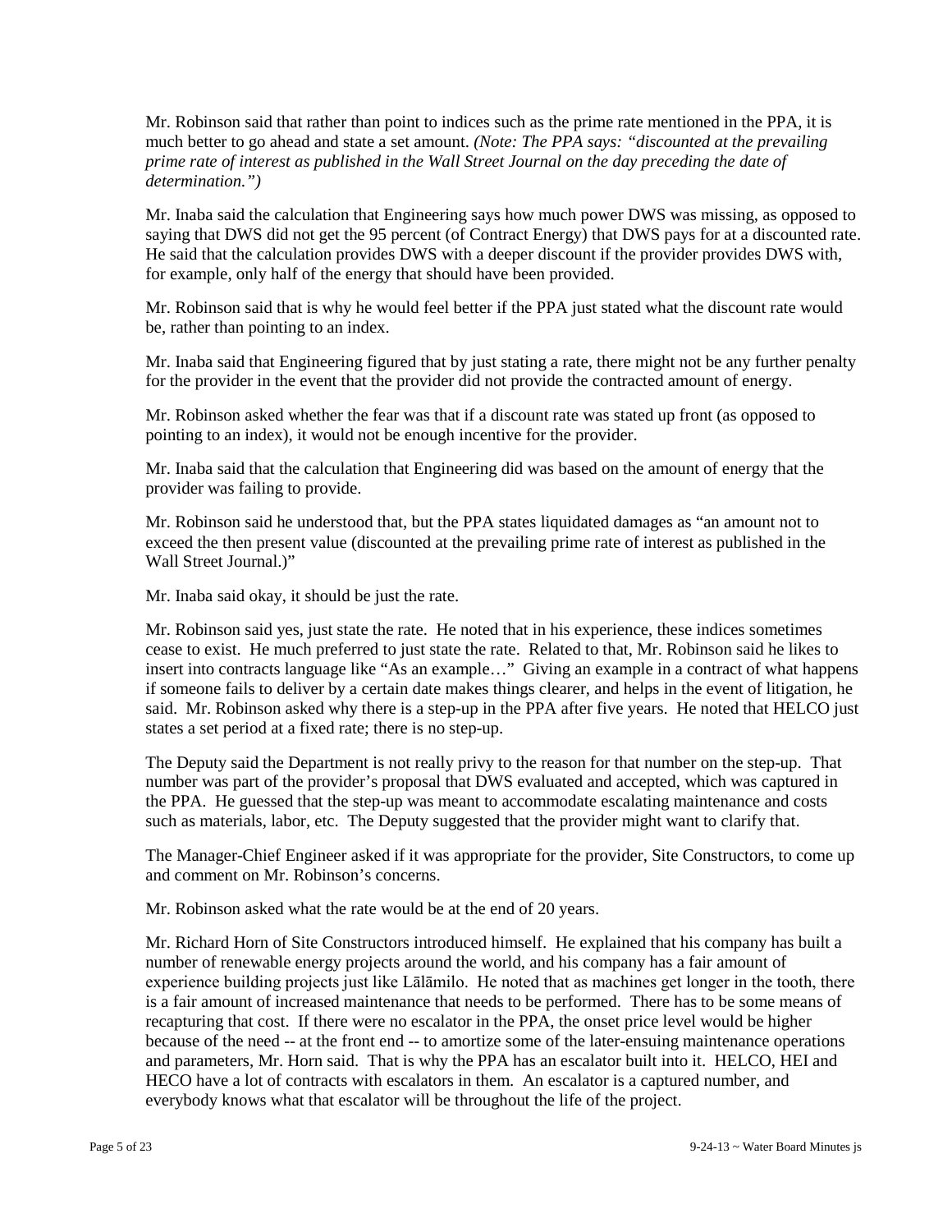Mr. Robinson said that rather than point to indices such as the prime rate mentioned in the PPA, it is much better to go ahead and state a set amount. *(Note: The PPA says: "discounted at the prevailing prime rate of interest as published in the Wall Street Journal on the day preceding the date of determination.")*

Mr. Inaba said the calculation that Engineering says how much power DWS was missing, as opposed to saying that DWS did not get the 95 percent (of Contract Energy) that DWS pays for at a discounted rate. He said that the calculation provides DWS with a deeper discount if the provider provides DWS with, for example, only half of the energy that should have been provided.

Mr. Robinson said that is why he would feel better if the PPA just stated what the discount rate would be, rather than pointing to an index.

Mr. Inaba said that Engineering figured that by just stating a rate, there might not be any further penalty for the provider in the event that the provider did not provide the contracted amount of energy.

Mr. Robinson asked whether the fear was that if a discount rate was stated up front (as opposed to pointing to an index), it would not be enough incentive for the provider.

Mr. Inaba said that the calculation that Engineering did was based on the amount of energy that the provider was failing to provide.

Mr. Robinson said he understood that, but the PPA states liquidated damages as "an amount not to exceed the then present value (discounted at the prevailing prime rate of interest as published in the Wall Street Journal.)"

Mr. Inaba said okay, it should be just the rate.

Mr. Robinson said yes, just state the rate. He noted that in his experience, these indices sometimes cease to exist. He much preferred to just state the rate. Related to that, Mr. Robinson said he likes to insert into contracts language like "As an example…" Giving an example in a contract of what happens if someone fails to deliver by a certain date makes things clearer, and helps in the event of litigation, he said. Mr. Robinson asked why there is a step-up in the PPA after five years. He noted that HELCO just states a set period at a fixed rate; there is no step-up.

The Deputy said the Department is not really privy to the reason for that number on the step-up. That number was part of the provider's proposal that DWS evaluated and accepted, which was captured in the PPA. He guessed that the step-up was meant to accommodate escalating maintenance and costs such as materials, labor, etc. The Deputy suggested that the provider might want to clarify that.

The Manager-Chief Engineer asked if it was appropriate for the provider, Site Constructors, to come up and comment on Mr. Robinson's concerns.

Mr. Robinson asked what the rate would be at the end of 20 years.

Mr. Richard Horn of Site Constructors introduced himself. He explained that his company has built a number of renewable energy projects around the world, and his company has a fair amount of experience building projects just like Lālāmilo. He noted that as machines get longer in the tooth, there is a fair amount of increased maintenance that needs to be performed. There has to be some means of recapturing that cost. If there were no escalator in the PPA, the onset price level would be higher because of the need -- at the front end -- to amortize some of the later-ensuing maintenance operations and parameters, Mr. Horn said. That is why the PPA has an escalator built into it. HELCO, HEI and HECO have a lot of contracts with escalators in them. An escalator is a captured number, and everybody knows what that escalator will be throughout the life of the project.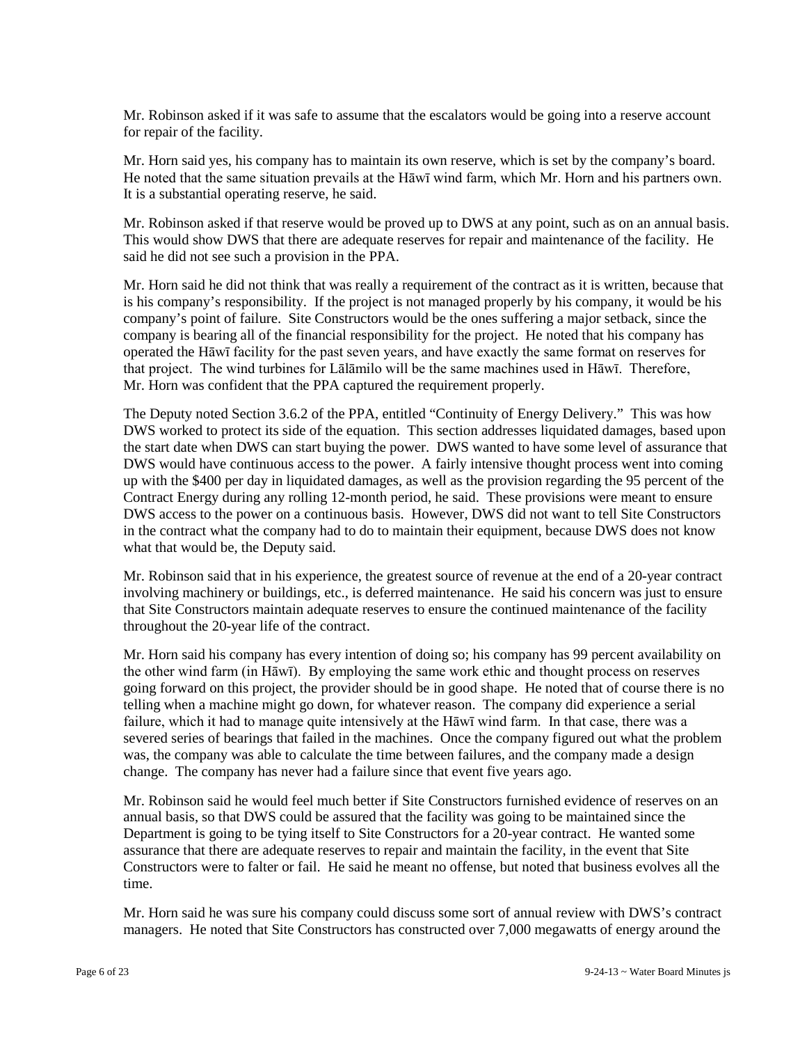Mr. Robinson asked if it was safe to assume that the escalators would be going into a reserve account for repair of the facility.

Mr. Horn said yes, his company has to maintain its own reserve, which is set by the company's board. He noted that the same situation prevails at the Hāwī wind farm, which Mr. Horn and his partners own. It is a substantial operating reserve, he said.

Mr. Robinson asked if that reserve would be proved up to DWS at any point, such as on an annual basis. This would show DWS that there are adequate reserves for repair and maintenance of the facility. He said he did not see such a provision in the PPA.

Mr. Horn said he did not think that was really a requirement of the contract as it is written, because that is his company's responsibility. If the project is not managed properly by his company, it would be his company's point of failure. Site Constructors would be the ones suffering a major setback, since the company is bearing all of the financial responsibility for the project. He noted that his company has operated the Hāwī facility for the past seven years, and have exactly the same format on reserves for that project. The wind turbines for Lālāmilo will be the same machines used in Hāwī. Therefore, Mr. Horn was confident that the PPA captured the requirement properly.

The Deputy noted Section 3.6.2 of the PPA, entitled "Continuity of Energy Delivery." This was how DWS worked to protect its side of the equation. This section addresses liquidated damages, based upon the start date when DWS can start buying the power. DWS wanted to have some level of assurance that DWS would have continuous access to the power. A fairly intensive thought process went into coming up with the $400 per day in liquidated damages, as well as the provision regarding the 95 percent of the Contract Energy during any rolling 12-month period, he said. These provisions were meant to ensure DWS access to the power on a continuous basis. However, DWS did not want to tell Site Constructors in the contract what the company had to do to maintain their equipment, because DWS does not know what that would be, the Deputy said.

Mr. Robinson said that in his experience, the greatest source of revenue at the end of a 20-year contract involving machinery or buildings, etc., is deferred maintenance. He said his concern was just to ensure that Site Constructors maintain adequate reserves to ensure the continued maintenance of the facility throughout the 20-year life of the contract.

Mr. Horn said his company has every intention of doing so; his company has 99 percent availability on the other wind farm (in Hāwī). By employing the same work ethic and thought process on reserves going forward on this project, the provider should be in good shape. He noted that of course there is no telling when a machine might go down, for whatever reason. The company did experience a serial failure, which it had to manage quite intensively at the Hāwī wind farm. In that case, there was a severed series of bearings that failed in the machines. Once the company figured out what the problem was, the company was able to calculate the time between failures, and the company made a design change. The company has never had a failure since that event five years ago.

Mr. Robinson said he would feel much better if Site Constructors furnished evidence of reserves on an annual basis, so that DWS could be assured that the facility was going to be maintained since the Department is going to be tying itself to Site Constructors for a 20-year contract. He wanted some assurance that there are adequate reserves to repair and maintain the facility, in the event that Site Constructors were to falter or fail. He said he meant no offense, but noted that business evolves all the time.

Mr. Horn said he was sure his company could discuss some sort of annual review with DWS's contract managers. He noted that Site Constructors has constructed over 7,000 megawatts of energy around the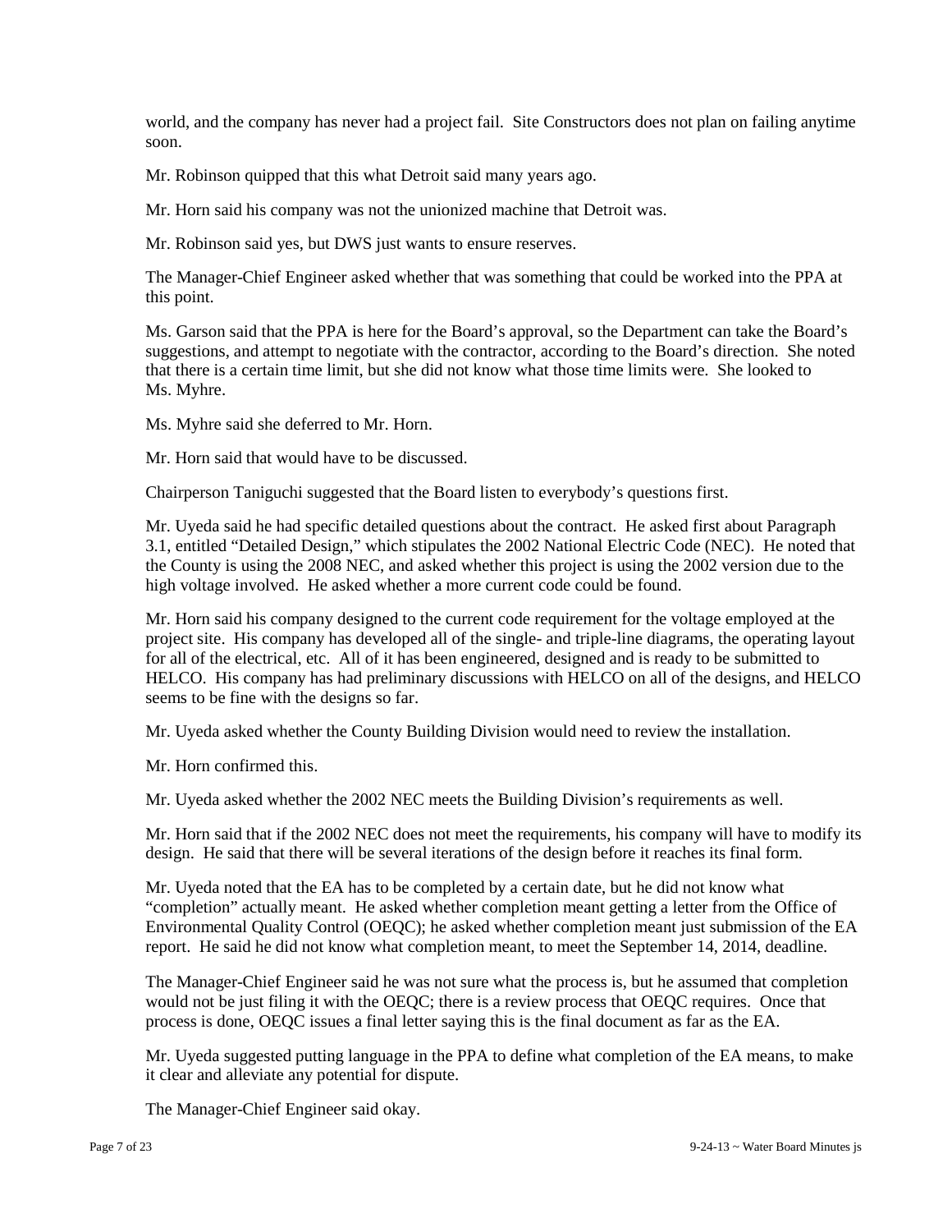world, and the company has never had a project fail. Site Constructors does not plan on failing anytime soon.

Mr. Robinson quipped that this what Detroit said many years ago.

Mr. Horn said his company was not the unionized machine that Detroit was.

Mr. Robinson said yes, but DWS just wants to ensure reserves.

The Manager-Chief Engineer asked whether that was something that could be worked into the PPA at this point.

Ms. Garson said that the PPA is here for the Board's approval, so the Department can take the Board's suggestions, and attempt to negotiate with the contractor, according to the Board's direction. She noted that there is a certain time limit, but she did not know what those time limits were. She looked to Ms. Myhre.

Ms. Myhre said she deferred to Mr. Horn.

Mr. Horn said that would have to be discussed.

Chairperson Taniguchi suggested that the Board listen to everybody's questions first.

Mr. Uyeda said he had specific detailed questions about the contract. He asked first about Paragraph 3.1, entitled "Detailed Design," which stipulates the 2002 National Electric Code (NEC). He noted that the County is using the 2008 NEC, and asked whether this project is using the 2002 version due to the high voltage involved. He asked whether a more current code could be found.

Mr. Horn said his company designed to the current code requirement for the voltage employed at the project site. His company has developed all of the single- and triple-line diagrams, the operating layout for all of the electrical, etc. All of it has been engineered, designed and is ready to be submitted to HELCO. His company has had preliminary discussions with HELCO on all of the designs, and HELCO seems to be fine with the designs so far.

Mr. Uyeda asked whether the County Building Division would need to review the installation.

Mr. Horn confirmed this.

Mr. Uyeda asked whether the 2002 NEC meets the Building Division's requirements as well.

Mr. Horn said that if the 2002 NEC does not meet the requirements, his company will have to modify its design. He said that there will be several iterations of the design before it reaches its final form.

Mr. Uyeda noted that the EA has to be completed by a certain date, but he did not know what "completion" actually meant. He asked whether completion meant getting a letter from the Office of Environmental Quality Control (OEQC); he asked whether completion meant just submission of the EA report. He said he did not know what completion meant, to meet the September 14, 2014, deadline.

The Manager-Chief Engineer said he was not sure what the process is, but he assumed that completion would not be just filing it with the OEQC; there is a review process that OEQC requires. Once that process is done, OEQC issues a final letter saying this is the final document as far as the EA.

Mr. Uyeda suggested putting language in the PPA to define what completion of the EA means, to make it clear and alleviate any potential for dispute.

The Manager-Chief Engineer said okay.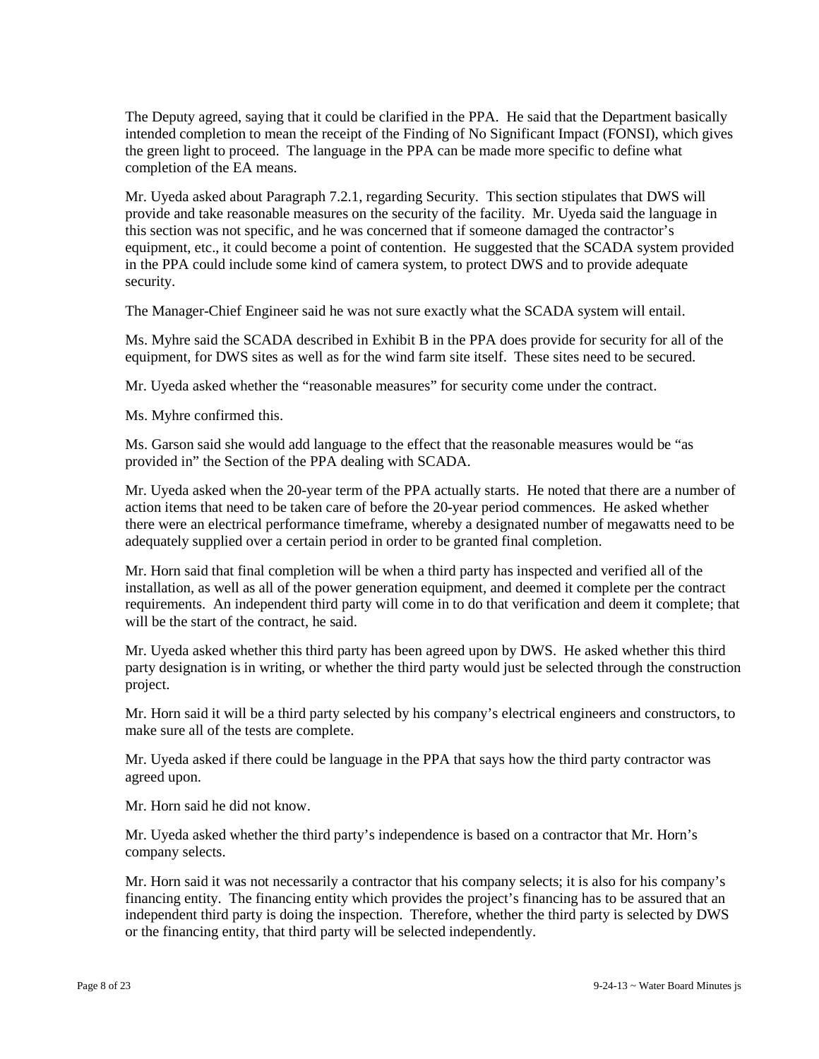The Deputy agreed, saying that it could be clarified in the PPA. He said that the Department basically intended completion to mean the receipt of the Finding of No Significant Impact (FONSI), which gives the green light to proceed. The language in the PPA can be made more specific to define what completion of the EA means.

Mr. Uyeda asked about Paragraph 7.2.1, regarding Security. This section stipulates that DWS will provide and take reasonable measures on the security of the facility. Mr. Uyeda said the language in this section was not specific, and he was concerned that if someone damaged the contractor's equipment, etc., it could become a point of contention. He suggested that the SCADA system provided in the PPA could include some kind of camera system, to protect DWS and to provide adequate security.

The Manager-Chief Engineer said he was not sure exactly what the SCADA system will entail.

Ms. Myhre said the SCADA described in Exhibit B in the PPA does provide for security for all of the equipment, for DWS sites as well as for the wind farm site itself. These sites need to be secured.

Mr. Uyeda asked whether the "reasonable measures" for security come under the contract.

Ms. Myhre confirmed this.

Ms. Garson said she would add language to the effect that the reasonable measures would be "as provided in" the Section of the PPA dealing with SCADA.

Mr. Uyeda asked when the 20-year term of the PPA actually starts. He noted that there are a number of action items that need to be taken care of before the 20-year period commences. He asked whether there were an electrical performance timeframe, whereby a designated number of megawatts need to be adequately supplied over a certain period in order to be granted final completion.

Mr. Horn said that final completion will be when a third party has inspected and verified all of the installation, as well as all of the power generation equipment, and deemed it complete per the contract requirements. An independent third party will come in to do that verification and deem it complete; that will be the start of the contract, he said.

Mr. Uyeda asked whether this third party has been agreed upon by DWS. He asked whether this third party designation is in writing, or whether the third party would just be selected through the construction project.

Mr. Horn said it will be a third party selected by his company's electrical engineers and constructors, to make sure all of the tests are complete.

Mr. Uyeda asked if there could be language in the PPA that says how the third party contractor was agreed upon.

Mr. Horn said he did not know.

Mr. Uyeda asked whether the third party's independence is based on a contractor that Mr. Horn's company selects.

Mr. Horn said it was not necessarily a contractor that his company selects; it is also for his company's financing entity. The financing entity which provides the project's financing has to be assured that an independent third party is doing the inspection. Therefore, whether the third party is selected by DWS or the financing entity, that third party will be selected independently.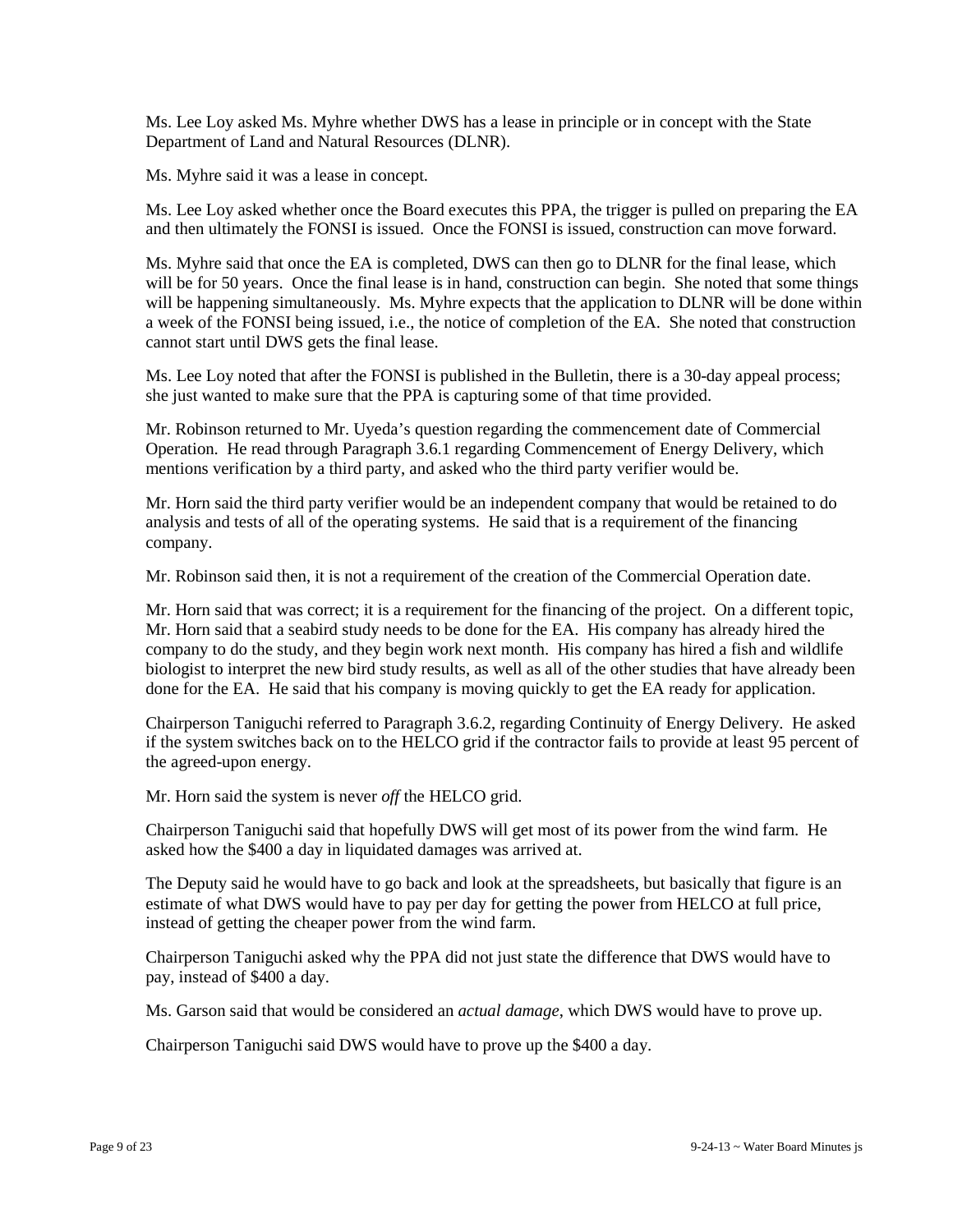Ms. Lee Loy asked Ms. Myhre whether DWS has a lease in principle or in concept with the State Department of Land and Natural Resources (DLNR).

Ms. Myhre said it was a lease in concept.

Ms. Lee Loy asked whether once the Board executes this PPA, the trigger is pulled on preparing the EA and then ultimately the FONSI is issued. Once the FONSI is issued, construction can move forward.

Ms. Myhre said that once the EA is completed, DWS can then go to DLNR for the final lease, which will be for 50 years. Once the final lease is in hand, construction can begin. She noted that some things will be happening simultaneously. Ms. Myhre expects that the application to DLNR will be done within a week of the FONSI being issued, i.e., the notice of completion of the EA. She noted that construction cannot start until DWS gets the final lease.

Ms. Lee Loy noted that after the FONSI is published in the Bulletin, there is a 30-day appeal process; she just wanted to make sure that the PPA is capturing some of that time provided.

Mr. Robinson returned to Mr. Uyeda's question regarding the commencement date of Commercial Operation. He read through Paragraph 3.6.1 regarding Commencement of Energy Delivery, which mentions verification by a third party, and asked who the third party verifier would be.

Mr. Horn said the third party verifier would be an independent company that would be retained to do analysis and tests of all of the operating systems. He said that is a requirement of the financing company.

Mr. Robinson said then, it is not a requirement of the creation of the Commercial Operation date.

Mr. Horn said that was correct; it is a requirement for the financing of the project. On a different topic, Mr. Horn said that a seabird study needs to be done for the EA. His company has already hired the company to do the study, and they begin work next month. His company has hired a fish and wildlife biologist to interpret the new bird study results, as well as all of the other studies that have already been done for the EA. He said that his company is moving quickly to get the EA ready for application.

Chairperson Taniguchi referred to Paragraph 3.6.2, regarding Continuity of Energy Delivery. He asked if the system switches back on to the HELCO grid if the contractor fails to provide at least 95 percent of the agreed-upon energy.

Mr. Horn said the system is never *off* the HELCO grid.

Chairperson Taniguchi said that hopefully DWS will get most of its power from the wind farm. He asked how the $400 a day in liquidated damages was arrived at.

The Deputy said he would have to go back and look at the spreadsheets, but basically that figure is an estimate of what DWS would have to pay per day for getting the power from HELCO at full price, instead of getting the cheaper power from the wind farm.

Chairperson Taniguchi asked why the PPA did not just state the difference that DWS would have to pay, instead of $400 a day.

Ms. Garson said that would be considered an *actual damage*, which DWS would have to prove up.

Chairperson Taniguchi said DWS would have to prove up the $400 a day.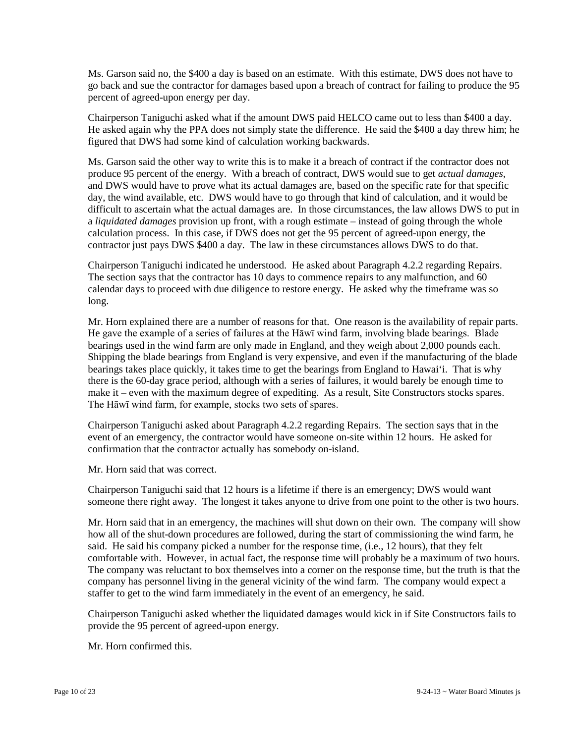Ms. Garson said no, the $400 a day is based on an estimate. With this estimate, DWS does not have to go back and sue the contractor for damages based upon a breach of contract for failing to produce the 95 percent of agreed-upon energy per day.

Chairperson Taniguchi asked what if the amount DWS paid HELCO came out to less than $400 a day. He asked again why the PPA does not simply state the difference. He said the $400 a day threw him; he figured that DWS had some kind of calculation working backwards.

Ms. Garson said the other way to write this is to make it a breach of contract if the contractor does not produce 95 percent of the energy. With a breach of contract, DWS would sue to get *actual damages*, and DWS would have to prove what its actual damages are, based on the specific rate for that specific day, the wind available, etc. DWS would have to go through that kind of calculation, and it would be difficult to ascertain what the actual damages are. In those circumstances, the law allows DWS to put in a *liquidated damages* provision up front, with a rough estimate – instead of going through the whole calculation process. In this case, if DWS does not get the 95 percent of agreed-upon energy, the contractor just pays DWS $400 a day. The law in these circumstances allows DWS to do that.

Chairperson Taniguchi indicated he understood. He asked about Paragraph 4.2.2 regarding Repairs. The section says that the contractor has 10 days to commence repairs to any malfunction, and 60 calendar days to proceed with due diligence to restore energy. He asked why the timeframe was so long.

Mr. Horn explained there are a number of reasons for that. One reason is the availability of repair parts. He gave the example of a series of failures at the Hāwī wind farm, involving blade bearings. Blade bearings used in the wind farm are only made in England, and they weigh about 2,000 pounds each. Shipping the blade bearings from England is very expensive, and even if the manufacturing of the blade bearings takes place quickly, it takes time to get the bearings from England to Hawai'i. That is why there is the 60-day grace period, although with a series of failures, it would barely be enough time to make it – even with the maximum degree of expediting. As a result, Site Constructors stocks spares. The Hāwī wind farm, for example, stocks two sets of spares.

Chairperson Taniguchi asked about Paragraph 4.2.2 regarding Repairs. The section says that in the event of an emergency, the contractor would have someone on-site within 12 hours. He asked for confirmation that the contractor actually has somebody on-island.

Mr. Horn said that was correct.

Chairperson Taniguchi said that 12 hours is a lifetime if there is an emergency; DWS would want someone there right away. The longest it takes anyone to drive from one point to the other is two hours.

Mr. Horn said that in an emergency, the machines will shut down on their own. The company will show how all of the shut-down procedures are followed, during the start of commissioning the wind farm, he said. He said his company picked a number for the response time, (i.e., 12 hours), that they felt comfortable with. However, in actual fact, the response time will probably be a maximum of two hours. The company was reluctant to box themselves into a corner on the response time, but the truth is that the company has personnel living in the general vicinity of the wind farm. The company would expect a staffer to get to the wind farm immediately in the event of an emergency, he said.

Chairperson Taniguchi asked whether the liquidated damages would kick in if Site Constructors fails to provide the 95 percent of agreed-upon energy.

Mr. Horn confirmed this.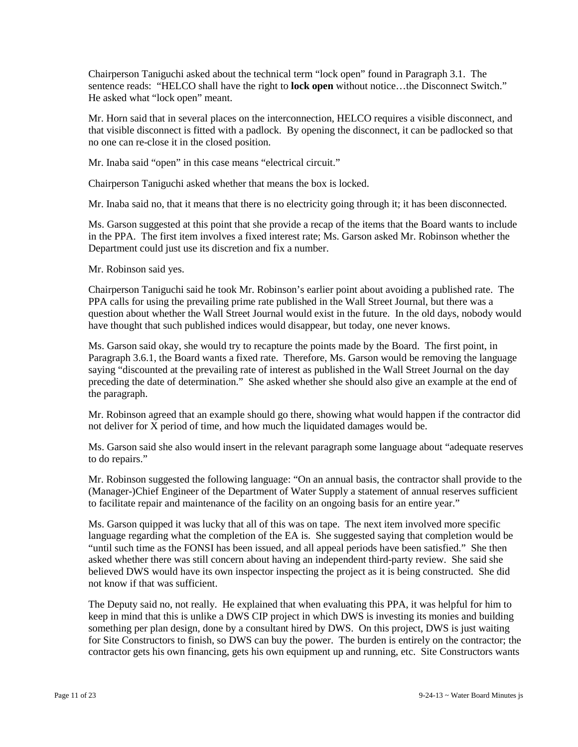Chairperson Taniguchi asked about the technical term "lock open" found in Paragraph 3.1. The sentence reads: "HELCO shall have the right to **lock open** without notice…the Disconnect Switch." He asked what "lock open" meant.

Mr. Horn said that in several places on the interconnection, HELCO requires a visible disconnect, and that visible disconnect is fitted with a padlock. By opening the disconnect, it can be padlocked so that no one can re-close it in the closed position.

Mr. Inaba said "open" in this case means "electrical circuit."

Chairperson Taniguchi asked whether that means the box is locked.

Mr. Inaba said no, that it means that there is no electricity going through it; it has been disconnected.

Ms. Garson suggested at this point that she provide a recap of the items that the Board wants to include in the PPA. The first item involves a fixed interest rate; Ms. Garson asked Mr. Robinson whether the Department could just use its discretion and fix a number.

Mr. Robinson said yes.

Chairperson Taniguchi said he took Mr. Robinson's earlier point about avoiding a published rate. The PPA calls for using the prevailing prime rate published in the Wall Street Journal, but there was a question about whether the Wall Street Journal would exist in the future. In the old days, nobody would have thought that such published indices would disappear, but today, one never knows.

Ms. Garson said okay, she would try to recapture the points made by the Board. The first point, in Paragraph 3.6.1, the Board wants a fixed rate. Therefore, Ms. Garson would be removing the language saying "discounted at the prevailing rate of interest as published in the Wall Street Journal on the day preceding the date of determination." She asked whether she should also give an example at the end of the paragraph.

Mr. Robinson agreed that an example should go there, showing what would happen if the contractor did not deliver for X period of time, and how much the liquidated damages would be.

Ms. Garson said she also would insert in the relevant paragraph some language about "adequate reserves to do repairs."

Mr. Robinson suggested the following language: "On an annual basis, the contractor shall provide to the (Manager-)Chief Engineer of the Department of Water Supply a statement of annual reserves sufficient to facilitate repair and maintenance of the facility on an ongoing basis for an entire year."

Ms. Garson quipped it was lucky that all of this was on tape. The next item involved more specific language regarding what the completion of the EA is. She suggested saying that completion would be "until such time as the FONSI has been issued, and all appeal periods have been satisfied." She then asked whether there was still concern about having an independent third-party review. She said she believed DWS would have its own inspector inspecting the project as it is being constructed. She did not know if that was sufficient.

The Deputy said no, not really. He explained that when evaluating this PPA, it was helpful for him to keep in mind that this is unlike a DWS CIP project in which DWS is investing its monies and building something per plan design, done by a consultant hired by DWS. On this project, DWS is just waiting for Site Constructors to finish, so DWS can buy the power. The burden is entirely on the contractor; the contractor gets his own financing, gets his own equipment up and running, etc. Site Constructors wants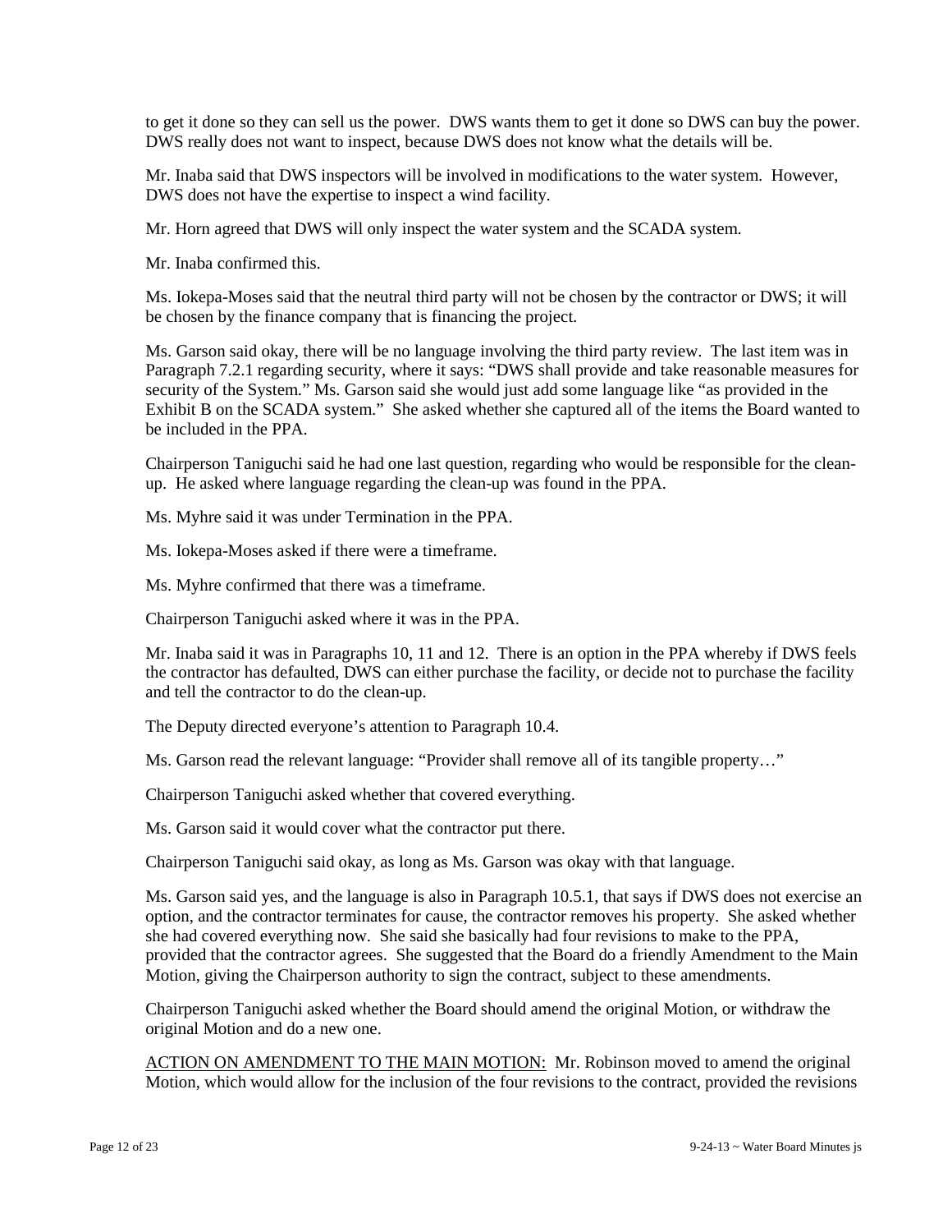to get it done so they can sell us the power. DWS wants them to get it done so DWS can buy the power. DWS really does not want to inspect, because DWS does not know what the details will be.

Mr. Inaba said that DWS inspectors will be involved in modifications to the water system. However, DWS does not have the expertise to inspect a wind facility.

Mr. Horn agreed that DWS will only inspect the water system and the SCADA system.

Mr. Inaba confirmed this.

Ms. Iokepa-Moses said that the neutral third party will not be chosen by the contractor or DWS; it will be chosen by the finance company that is financing the project.

Ms. Garson said okay, there will be no language involving the third party review. The last item was in Paragraph 7.2.1 regarding security, where it says: "DWS shall provide and take reasonable measures for security of the System." Ms. Garson said she would just add some language like "as provided in the Exhibit B on the SCADA system." She asked whether she captured all of the items the Board wanted to be included in the PPA.

Chairperson Taniguchi said he had one last question, regarding who would be responsible for the clean-up. He asked where language regarding the clean-up was found in the PPA.

Ms. Myhre said it was under Termination in the PPA.

Ms. Iokepa-Moses asked if there were a timeframe.

Ms. Myhre confirmed that there was a timeframe.

Chairperson Taniguchi asked where it was in the PPA.

Mr. Inaba said it was in Paragraphs 10, 11 and 12. There is an option in the PPA whereby if DWS feels the contractor has defaulted, DWS can either purchase the facility, or decide not to purchase the facility and tell the contractor to do the clean-up.

The Deputy directed everyone's attention to Paragraph 10.4.

Ms. Garson read the relevant language: "Provider shall remove all of its tangible property…"

Chairperson Taniguchi asked whether that covered everything.

Ms. Garson said it would cover what the contractor put there.

Chairperson Taniguchi said okay, as long as Ms. Garson was okay with that language.

Ms. Garson said yes, and the language is also in Paragraph 10.5.1, that says if DWS does not exercise an option, and the contractor terminates for cause, the contractor removes his property. She asked whether she had covered everything now. She said she basically had four revisions to make to the PPA, provided that the contractor agrees. She suggested that the Board do a friendly Amendment to the Main Motion, giving the Chairperson authority to sign the contract, subject to these amendments.

Chairperson Taniguchi asked whether the Board should amend the original Motion, or withdraw the original Motion and do a new one.

ACTION ON AMENDMENT TO THE MAIN MOTION: Mr. Robinson moved to amend the original Motion, which would allow for the inclusion of the four revisions to the contract, provided the revisions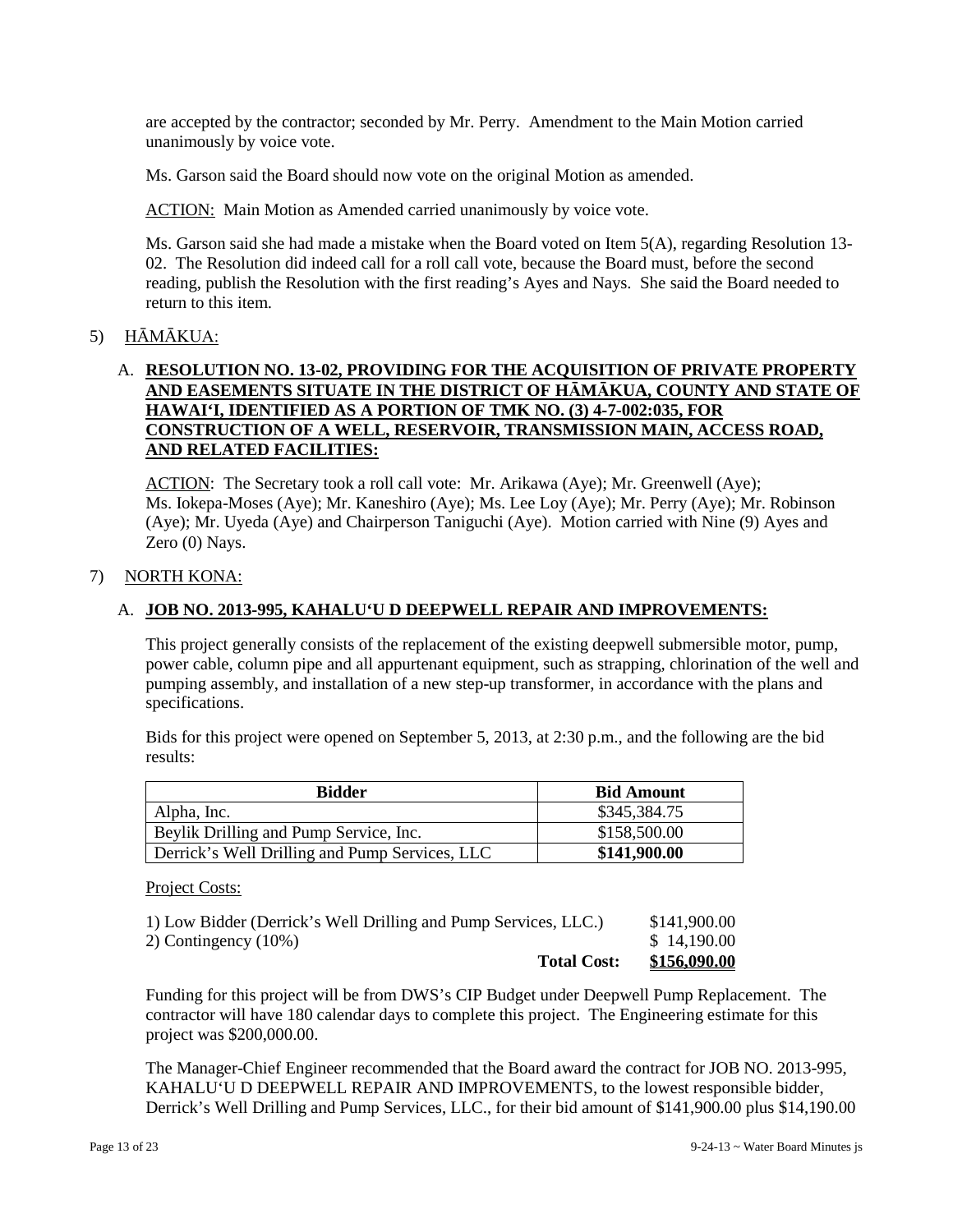are accepted by the contractor; seconded by Mr. Perry. Amendment to the Main Motion carried unanimously by voice vote.

Ms. Garson said the Board should now vote on the original Motion as amended.

ACTION: Main Motion as Amended carried unanimously by voice vote.

Ms. Garson said she had made a mistake when the Board voted on Item 5(A), regarding Resolution 13-02. The Resolution did indeed call for a roll call vote, because the Board must, before the second reading, publish the Resolution with the first reading's Ayes and Nays. She said the Board needed to return to this item.

5) HĀMĀKUA:

A. **RESOLUTION NO. 13-02, PROVIDING FOR THE ACQUISITION OF PRIVATE PROPERTY AND EASEMENTS SITUATE IN THE DISTRICT OF HĀMĀKUA, COUNTY AND STATE OF HAWAI'I, IDENTIFIED AS A PORTION OF TMK NO. (3) 4-7-002:035, FOR CONSTRUCTION OF A WELL, RESERVOIR, TRANSMISSION MAIN, ACCESS ROAD, AND RELATED FACILITIES:**

ACTION: The Secretary took a roll call vote: Mr. Arikawa (Aye); Mr. Greenwell (Aye); Ms. Iokepa-Moses (Aye); Mr. Kaneshiro (Aye); Ms. Lee Loy (Aye); Mr. Perry (Aye); Mr. Robinson (Aye); Mr. Uyeda (Aye) and Chairperson Taniguchi (Aye). Motion carried with Nine (9) Ayes and Zero (0) Nays.

7) NORTH KONA:

A. **JOB NO. 2013-995, KAHALU'U D DEEPWELL REPAIR AND IMPROVEMENTS:**

This project generally consists of the replacement of the existing deepwell submersible motor, pump, power cable, column pipe and all appurtenant equipment, such as strapping, chlorination of the well and pumping assembly, and installation of a new step-up transformer, in accordance with the plans and specifications.

Bids for this project were opened on September 5, 2013, at 2:30 p.m., and the following are the bid results:

| Bidder | Bid Amount |
|---|---|
| Alpha, Inc. | $345,384.75 |
| Beylik Drilling and Pump Service, Inc. | $158,500.00 |
| Derrick's Well Drilling and Pump Services, LLC | **$141,900.00** |

Project Costs:

| | |
|---|---|
| 1) Low Bidder (Derrick's Well Drilling and Pump Services, LLC.) | $141,900.00 |
| 2) Contingency (10%) | $ 14,190.00 |
| **Total Cost:** | **$156,090.00** |

Funding for this project will be from DWS's CIP Budget under Deepwell Pump Replacement. The contractor will have 180 calendar days to complete this project. The Engineering estimate for this project was $200,000.00.

The Manager-Chief Engineer recommended that the Board award the contract for JOB NO. 2013-995, KAHALU'U D DEEPWELL REPAIR AND IMPROVEMENTS, to the lowest responsible bidder, Derrick's Well Drilling and Pump Services, LLC., for their bid amount of $141,900.00 plus $14,190.00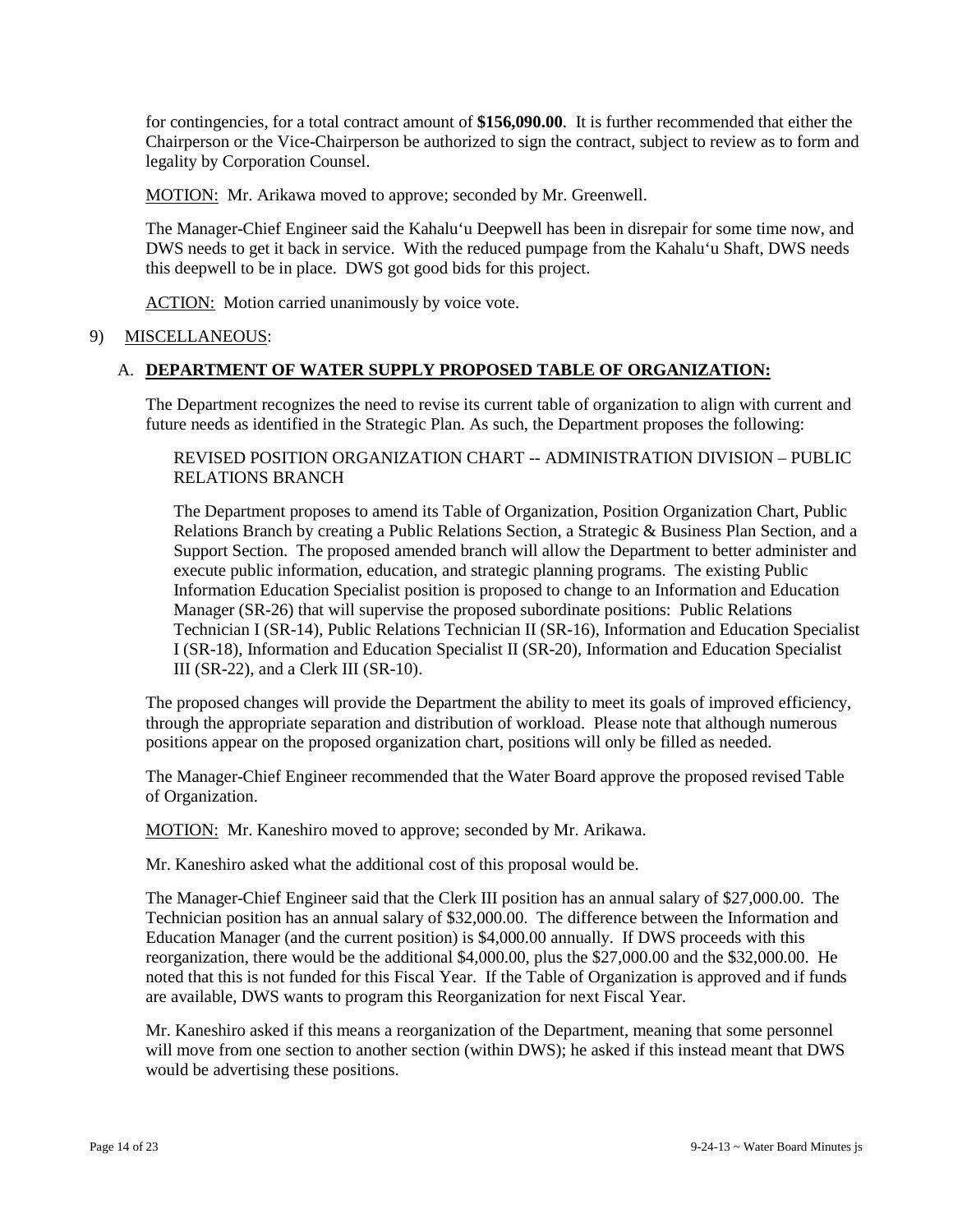for contingencies, for a total contract amount of **$156,090.00**. It is further recommended that either the Chairperson or the Vice-Chairperson be authorized to sign the contract, subject to review as to form and legality by Corporation Counsel.

MOTION: Mr. Arikawa moved to approve; seconded by Mr. Greenwell.

The Manager-Chief Engineer said the Kahaluʻu Deepwell has been in disrepair for some time now, and DWS needs to get it back in service. With the reduced pumpage from the Kahaluʻu Shaft, DWS needs this deepwell to be in place. DWS got good bids for this project.

ACTION: Motion carried unanimously by voice vote.

9) MISCELLANEOUS:

A. **DEPARTMENT OF WATER SUPPLY PROPOSED TABLE OF ORGANIZATION:**

The Department recognizes the need to revise its current table of organization to align with current and future needs as identified in the Strategic Plan. As such, the Department proposes the following:

REVISED POSITION ORGANIZATION CHART -- ADMINISTRATION DIVISION – PUBLIC RELATIONS BRANCH

The Department proposes to amend its Table of Organization, Position Organization Chart, Public Relations Branch by creating a Public Relations Section, a Strategic & Business Plan Section, and a Support Section. The proposed amended branch will allow the Department to better administer and execute public information, education, and strategic planning programs. The existing Public Information Education Specialist position is proposed to change to an Information and Education Manager (SR-26) that will supervise the proposed subordinate positions: Public Relations Technician I (SR-14), Public Relations Technician II (SR-16), Information and Education Specialist I (SR-18), Information and Education Specialist II (SR-20), Information and Education Specialist III (SR-22), and a Clerk III (SR-10).

The proposed changes will provide the Department the ability to meet its goals of improved efficiency, through the appropriate separation and distribution of workload. Please note that although numerous positions appear on the proposed organization chart, positions will only be filled as needed.

The Manager-Chief Engineer recommended that the Water Board approve the proposed revised Table of Organization.

MOTION: Mr. Kaneshiro moved to approve; seconded by Mr. Arikawa.

Mr. Kaneshiro asked what the additional cost of this proposal would be.

The Manager-Chief Engineer said that the Clerk III position has an annual salary of $27,000.00. The Technician position has an annual salary of $32,000.00. The difference between the Information and Education Manager (and the current position) is $4,000.00 annually. If DWS proceeds with this reorganization, there would be the additional $4,000.00, plus the $27,000.00 and the $32,000.00. He noted that this is not funded for this Fiscal Year. If the Table of Organization is approved and if funds are available, DWS wants to program this Reorganization for next Fiscal Year.

Mr. Kaneshiro asked if this means a reorganization of the Department, meaning that some personnel will move from one section to another section (within DWS); he asked if this instead meant that DWS would be advertising these positions.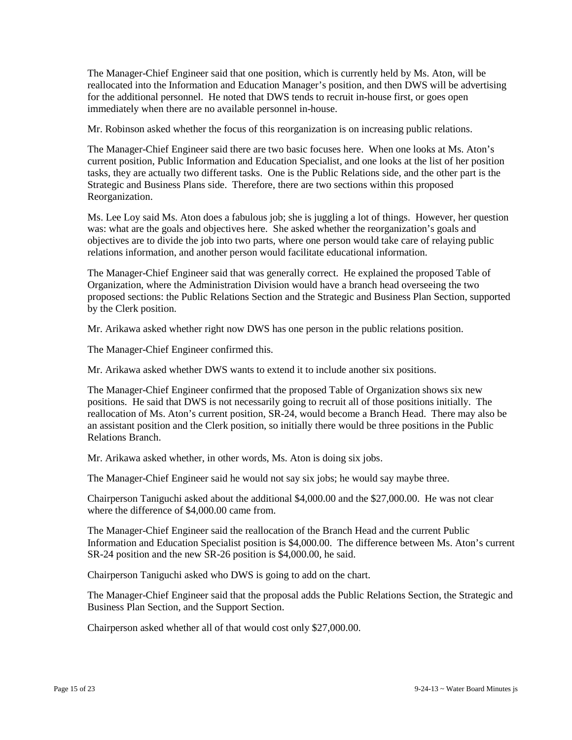The Manager-Chief Engineer said that one position, which is currently held by Ms. Aton, will be reallocated into the Information and Education Manager's position, and then DWS will be advertising for the additional personnel. He noted that DWS tends to recruit in-house first, or goes open immediately when there are no available personnel in-house.

Mr. Robinson asked whether the focus of this reorganization is on increasing public relations.

The Manager-Chief Engineer said there are two basic focuses here. When one looks at Ms. Aton's current position, Public Information and Education Specialist, and one looks at the list of her position tasks, they are actually two different tasks. One is the Public Relations side, and the other part is the Strategic and Business Plans side. Therefore, there are two sections within this proposed Reorganization.

Ms. Lee Loy said Ms. Aton does a fabulous job; she is juggling a lot of things. However, her question was: what are the goals and objectives here. She asked whether the reorganization's goals and objectives are to divide the job into two parts, where one person would take care of relaying public relations information, and another person would facilitate educational information.

The Manager-Chief Engineer said that was generally correct. He explained the proposed Table of Organization, where the Administration Division would have a branch head overseeing the two proposed sections: the Public Relations Section and the Strategic and Business Plan Section, supported by the Clerk position.

Mr. Arikawa asked whether right now DWS has one person in the public relations position.

The Manager-Chief Engineer confirmed this.

Mr. Arikawa asked whether DWS wants to extend it to include another six positions.

The Manager-Chief Engineer confirmed that the proposed Table of Organization shows six new positions. He said that DWS is not necessarily going to recruit all of those positions initially. The reallocation of Ms. Aton's current position, SR-24, would become a Branch Head. There may also be an assistant position and the Clerk position, so initially there would be three positions in the Public Relations Branch.

Mr. Arikawa asked whether, in other words, Ms. Aton is doing six jobs.

The Manager-Chief Engineer said he would not say six jobs; he would say maybe three.

Chairperson Taniguchi asked about the additional $4,000.00 and the $27,000.00. He was not clear where the difference of $4,000.00 came from.

The Manager-Chief Engineer said the reallocation of the Branch Head and the current Public Information and Education Specialist position is $4,000.00. The difference between Ms. Aton's current SR-24 position and the new SR-26 position is $4,000.00, he said.

Chairperson Taniguchi asked who DWS is going to add on the chart.

The Manager-Chief Engineer said that the proposal adds the Public Relations Section, the Strategic and Business Plan Section, and the Support Section.

Chairperson asked whether all of that would cost only $27,000.00.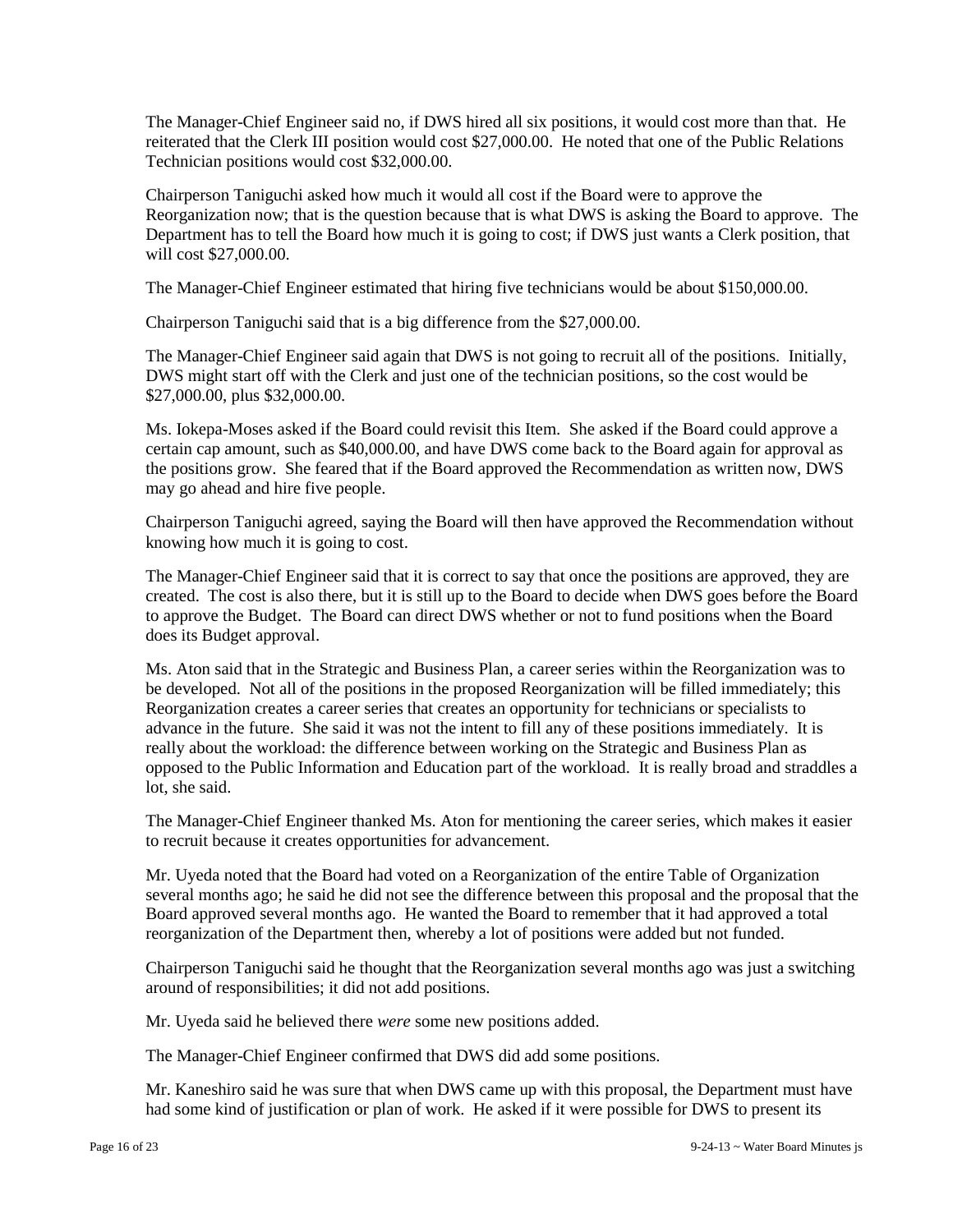The Manager-Chief Engineer said no, if DWS hired all six positions, it would cost more than that. He reiterated that the Clerk III position would cost $27,000.00. He noted that one of the Public Relations Technician positions would cost $32,000.00.

Chairperson Taniguchi asked how much it would all cost if the Board were to approve the Reorganization now; that is the question because that is what DWS is asking the Board to approve. The Department has to tell the Board how much it is going to cost; if DWS just wants a Clerk position, that will cost $27,000.00.

The Manager-Chief Engineer estimated that hiring five technicians would be about $150,000.00.

Chairperson Taniguchi said that is a big difference from the $27,000.00.

The Manager-Chief Engineer said again that DWS is not going to recruit all of the positions. Initially, DWS might start off with the Clerk and just one of the technician positions, so the cost would be $27,000.00, plus $32,000.00.

Ms. Iokepa-Moses asked if the Board could revisit this Item. She asked if the Board could approve a certain cap amount, such as $40,000.00, and have DWS come back to the Board again for approval as the positions grow. She feared that if the Board approved the Recommendation as written now, DWS may go ahead and hire five people.

Chairperson Taniguchi agreed, saying the Board will then have approved the Recommendation without knowing how much it is going to cost.

The Manager-Chief Engineer said that it is correct to say that once the positions are approved, they are created. The cost is also there, but it is still up to the Board to decide when DWS goes before the Board to approve the Budget. The Board can direct DWS whether or not to fund positions when the Board does its Budget approval.

Ms. Aton said that in the Strategic and Business Plan, a career series within the Reorganization was to be developed. Not all of the positions in the proposed Reorganization will be filled immediately; this Reorganization creates a career series that creates an opportunity for technicians or specialists to advance in the future. She said it was not the intent to fill any of these positions immediately. It is really about the workload: the difference between working on the Strategic and Business Plan as opposed to the Public Information and Education part of the workload. It is really broad and straddles a lot, she said.

The Manager-Chief Engineer thanked Ms. Aton for mentioning the career series, which makes it easier to recruit because it creates opportunities for advancement.

Mr. Uyeda noted that the Board had voted on a Reorganization of the entire Table of Organization several months ago; he said he did not see the difference between this proposal and the proposal that the Board approved several months ago. He wanted the Board to remember that it had approved a total reorganization of the Department then, whereby a lot of positions were added but not funded.

Chairperson Taniguchi said he thought that the Reorganization several months ago was just a switching around of responsibilities; it did not add positions.

Mr. Uyeda said he believed there *were* some new positions added.

The Manager-Chief Engineer confirmed that DWS did add some positions.

Mr. Kaneshiro said he was sure that when DWS came up with this proposal, the Department must have had some kind of justification or plan of work. He asked if it were possible for DWS to present its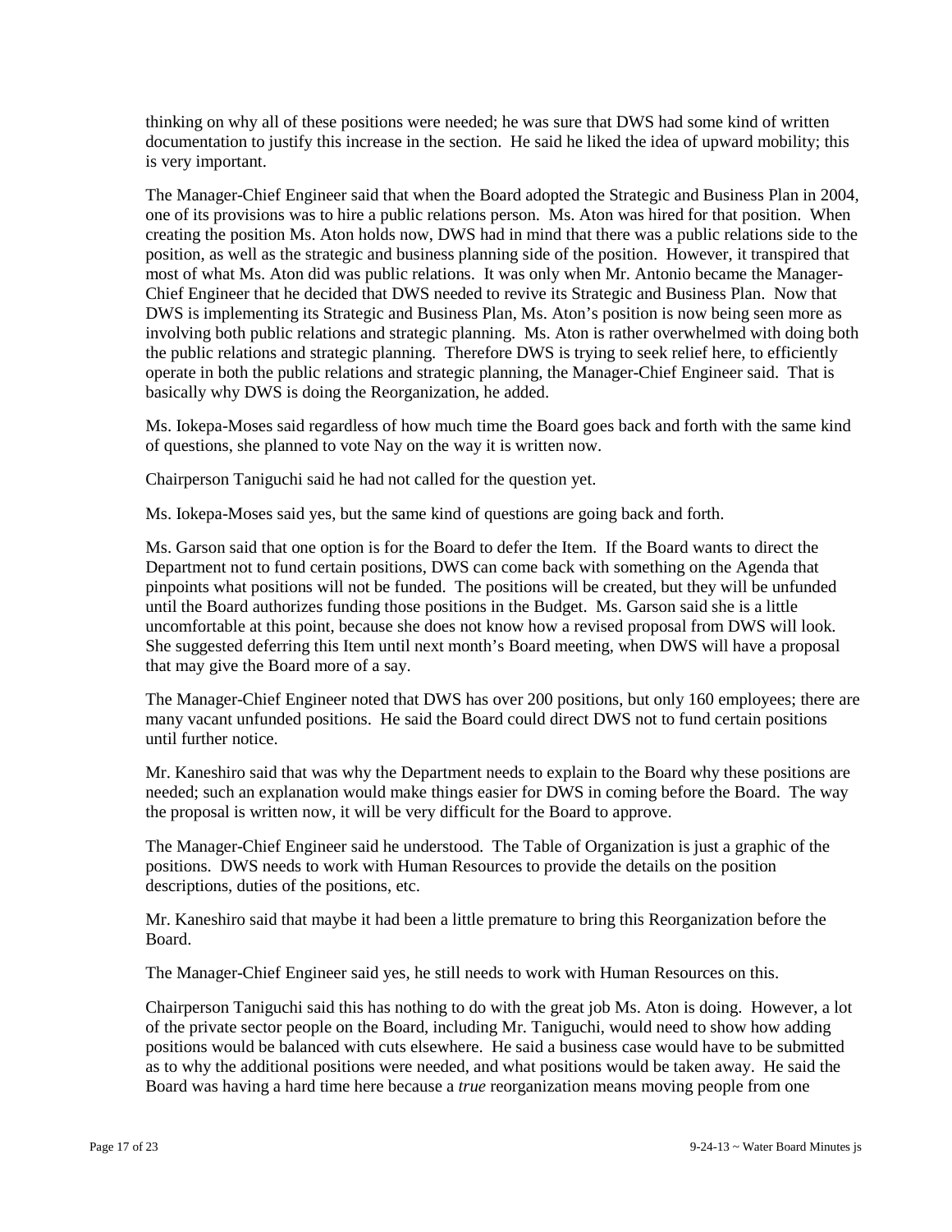thinking on why all of these positions were needed; he was sure that DWS had some kind of written documentation to justify this increase in the section. He said he liked the idea of upward mobility; this is very important.

The Manager-Chief Engineer said that when the Board adopted the Strategic and Business Plan in 2004, one of its provisions was to hire a public relations person. Ms. Aton was hired for that position. When creating the position Ms. Aton holds now, DWS had in mind that there was a public relations side to the position, as well as the strategic and business planning side of the position. However, it transpired that most of what Ms. Aton did was public relations. It was only when Mr. Antonio became the Manager-Chief Engineer that he decided that DWS needed to revive its Strategic and Business Plan. Now that DWS is implementing its Strategic and Business Plan, Ms. Aton's position is now being seen more as involving both public relations and strategic planning. Ms. Aton is rather overwhelmed with doing both the public relations and strategic planning. Therefore DWS is trying to seek relief here, to efficiently operate in both the public relations and strategic planning, the Manager-Chief Engineer said. That is basically why DWS is doing the Reorganization, he added.

Ms. Iokepa-Moses said regardless of how much time the Board goes back and forth with the same kind of questions, she planned to vote Nay on the way it is written now.

Chairperson Taniguchi said he had not called for the question yet.

Ms. Iokepa-Moses said yes, but the same kind of questions are going back and forth.

Ms. Garson said that one option is for the Board to defer the Item. If the Board wants to direct the Department not to fund certain positions, DWS can come back with something on the Agenda that pinpoints what positions will not be funded. The positions will be created, but they will be unfunded until the Board authorizes funding those positions in the Budget. Ms. Garson said she is a little uncomfortable at this point, because she does not know how a revised proposal from DWS will look. She suggested deferring this Item until next month's Board meeting, when DWS will have a proposal that may give the Board more of a say.

The Manager-Chief Engineer noted that DWS has over 200 positions, but only 160 employees; there are many vacant unfunded positions. He said the Board could direct DWS not to fund certain positions until further notice.

Mr. Kaneshiro said that was why the Department needs to explain to the Board why these positions are needed; such an explanation would make things easier for DWS in coming before the Board. The way the proposal is written now, it will be very difficult for the Board to approve.

The Manager-Chief Engineer said he understood. The Table of Organization is just a graphic of the positions. DWS needs to work with Human Resources to provide the details on the position descriptions, duties of the positions, etc.

Mr. Kaneshiro said that maybe it had been a little premature to bring this Reorganization before the Board.

The Manager-Chief Engineer said yes, he still needs to work with Human Resources on this.

Chairperson Taniguchi said this has nothing to do with the great job Ms. Aton is doing. However, a lot of the private sector people on the Board, including Mr. Taniguchi, would need to show how adding positions would be balanced with cuts elsewhere. He said a business case would have to be submitted as to why the additional positions were needed, and what positions would be taken away. He said the Board was having a hard time here because a *true* reorganization means moving people from one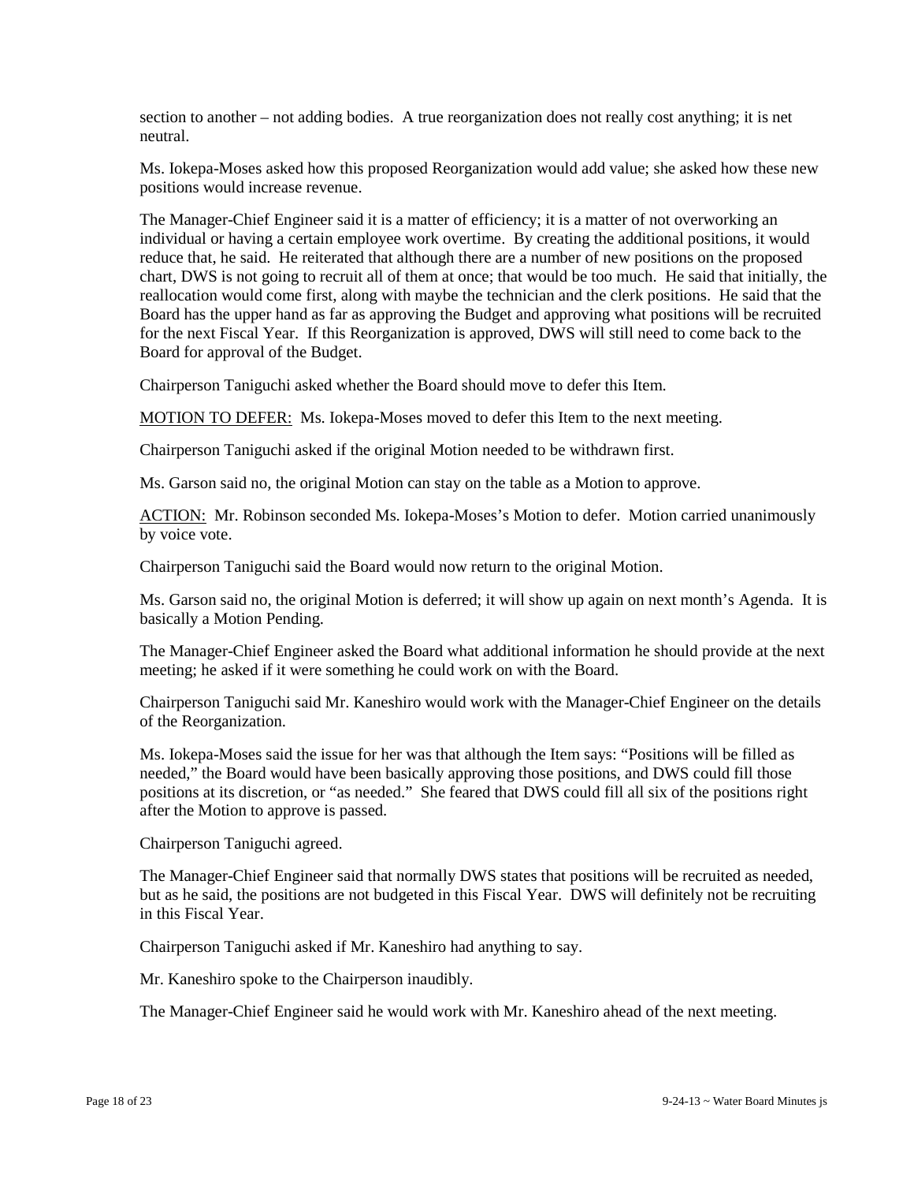section to another – not adding bodies. A true reorganization does not really cost anything; it is net neutral.

Ms. Iokepa-Moses asked how this proposed Reorganization would add value; she asked how these new positions would increase revenue.

The Manager-Chief Engineer said it is a matter of efficiency; it is a matter of not overworking an individual or having a certain employee work overtime. By creating the additional positions, it would reduce that, he said. He reiterated that although there are a number of new positions on the proposed chart, DWS is not going to recruit all of them at once; that would be too much. He said that initially, the reallocation would come first, along with maybe the technician and the clerk positions. He said that the Board has the upper hand as far as approving the Budget and approving what positions will be recruited for the next Fiscal Year. If this Reorganization is approved, DWS will still need to come back to the Board for approval of the Budget.

Chairperson Taniguchi asked whether the Board should move to defer this Item.

<u>MOTION TO DEFER:</u> Ms. Iokepa-Moses moved to defer this Item to the next meeting.

Chairperson Taniguchi asked if the original Motion needed to be withdrawn first.

Ms. Garson said no, the original Motion can stay on the table as a Motion to approve.

<u>ACTION:</u> Mr. Robinson seconded Ms. Iokepa-Moses's Motion to defer. Motion carried unanimously by voice vote.

Chairperson Taniguchi said the Board would now return to the original Motion.

Ms. Garson said no, the original Motion is deferred; it will show up again on next month's Agenda. It is basically a Motion Pending.

The Manager-Chief Engineer asked the Board what additional information he should provide at the next meeting; he asked if it were something he could work on with the Board.

Chairperson Taniguchi said Mr. Kaneshiro would work with the Manager-Chief Engineer on the details of the Reorganization.

Ms. Iokepa-Moses said the issue for her was that although the Item says: "Positions will be filled as needed," the Board would have been basically approving those positions, and DWS could fill those positions at its discretion, or "as needed." She feared that DWS could fill all six of the positions right after the Motion to approve is passed.

Chairperson Taniguchi agreed.

The Manager-Chief Engineer said that normally DWS states that positions will be recruited as needed, but as he said, the positions are not budgeted in this Fiscal Year. DWS will definitely not be recruiting in this Fiscal Year.

Chairperson Taniguchi asked if Mr. Kaneshiro had anything to say.

Mr. Kaneshiro spoke to the Chairperson inaudibly.

The Manager-Chief Engineer said he would work with Mr. Kaneshiro ahead of the next meeting.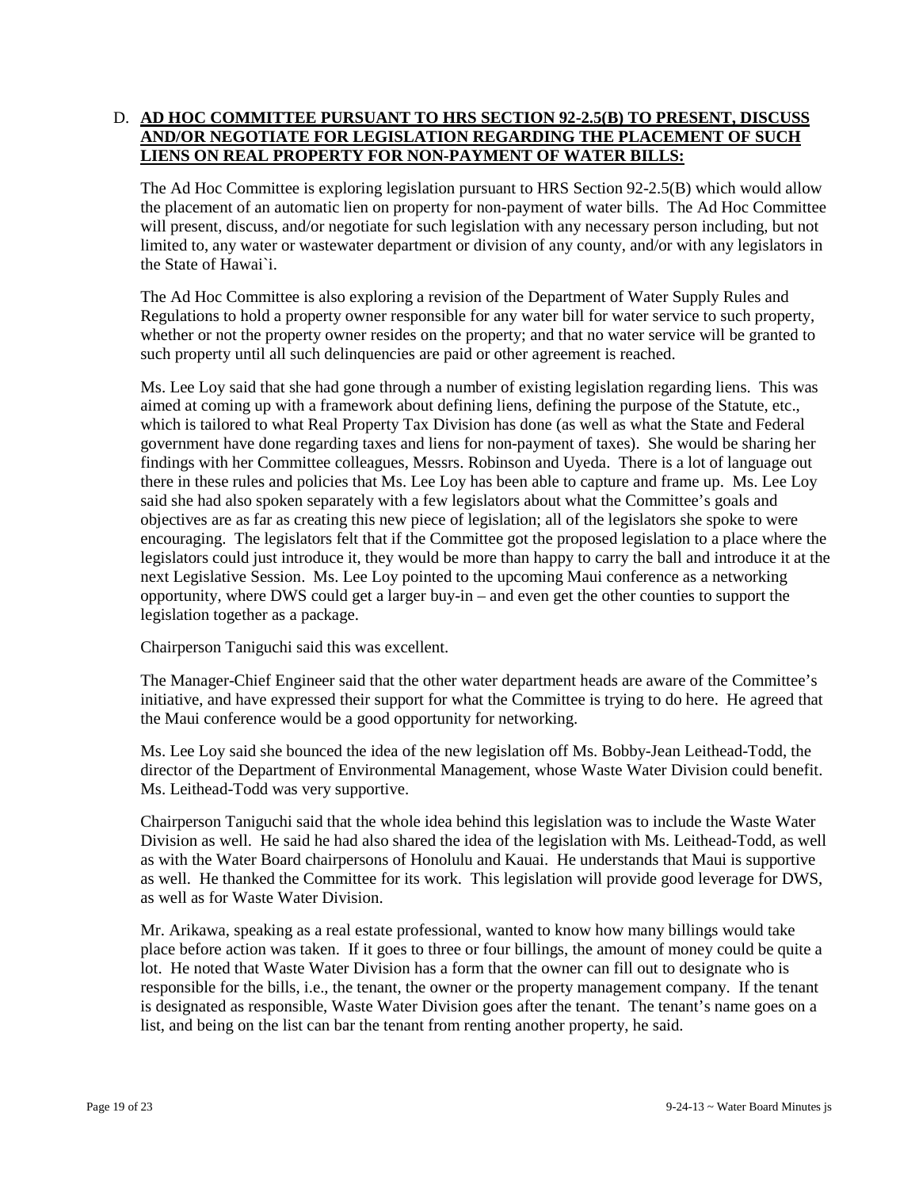D. **AD HOC COMMITTEE PURSUANT TO HRS SECTION 92-2.5(B) TO PRESENT, DISCUSS AND/OR NEGOTIATE FOR LEGISLATION REGARDING THE PLACEMENT OF SUCH LIENS ON REAL PROPERTY FOR NON-PAYMENT OF WATER BILLS:**

The Ad Hoc Committee is exploring legislation pursuant to HRS Section 92-2.5(B) which would allow the placement of an automatic lien on property for non-payment of water bills. The Ad Hoc Committee will present, discuss, and/or negotiate for such legislation with any necessary person including, but not limited to, any water or wastewater department or division of any county, and/or with any legislators in the State of Hawai`i.

The Ad Hoc Committee is also exploring a revision of the Department of Water Supply Rules and Regulations to hold a property owner responsible for any water bill for water service to such property, whether or not the property owner resides on the property; and that no water service will be granted to such property until all such delinquencies are paid or other agreement is reached.

Ms. Lee Loy said that she had gone through a number of existing legislation regarding liens. This was aimed at coming up with a framework about defining liens, defining the purpose of the Statute, etc., which is tailored to what Real Property Tax Division has done (as well as what the State and Federal government have done regarding taxes and liens for non-payment of taxes). She would be sharing her findings with her Committee colleagues, Messrs. Robinson and Uyeda. There is a lot of language out there in these rules and policies that Ms. Lee Loy has been able to capture and frame up. Ms. Lee Loy said she had also spoken separately with a few legislators about what the Committee's goals and objectives are as far as creating this new piece of legislation; all of the legislators she spoke to were encouraging. The legislators felt that if the Committee got the proposed legislation to a place where the legislators could just introduce it, they would be more than happy to carry the ball and introduce it at the next Legislative Session. Ms. Lee Loy pointed to the upcoming Maui conference as a networking opportunity, where DWS could get a larger buy-in – and even get the other counties to support the legislation together as a package.

Chairperson Taniguchi said this was excellent.

The Manager-Chief Engineer said that the other water department heads are aware of the Committee's initiative, and have expressed their support for what the Committee is trying to do here. He agreed that the Maui conference would be a good opportunity for networking.

Ms. Lee Loy said she bounced the idea of the new legislation off Ms. Bobby-Jean Leithead-Todd, the director of the Department of Environmental Management, whose Waste Water Division could benefit. Ms. Leithead-Todd was very supportive.

Chairperson Taniguchi said that the whole idea behind this legislation was to include the Waste Water Division as well. He said he had also shared the idea of the legislation with Ms. Leithead-Todd, as well as with the Water Board chairpersons of Honolulu and Kauai. He understands that Maui is supportive as well. He thanked the Committee for its work. This legislation will provide good leverage for DWS, as well as for Waste Water Division.

Mr. Arikawa, speaking as a real estate professional, wanted to know how many billings would take place before action was taken. If it goes to three or four billings, the amount of money could be quite a lot. He noted that Waste Water Division has a form that the owner can fill out to designate who is responsible for the bills, i.e., the tenant, the owner or the property management company. If the tenant is designated as responsible, Waste Water Division goes after the tenant. The tenant's name goes on a list, and being on the list can bar the tenant from renting another property, he said.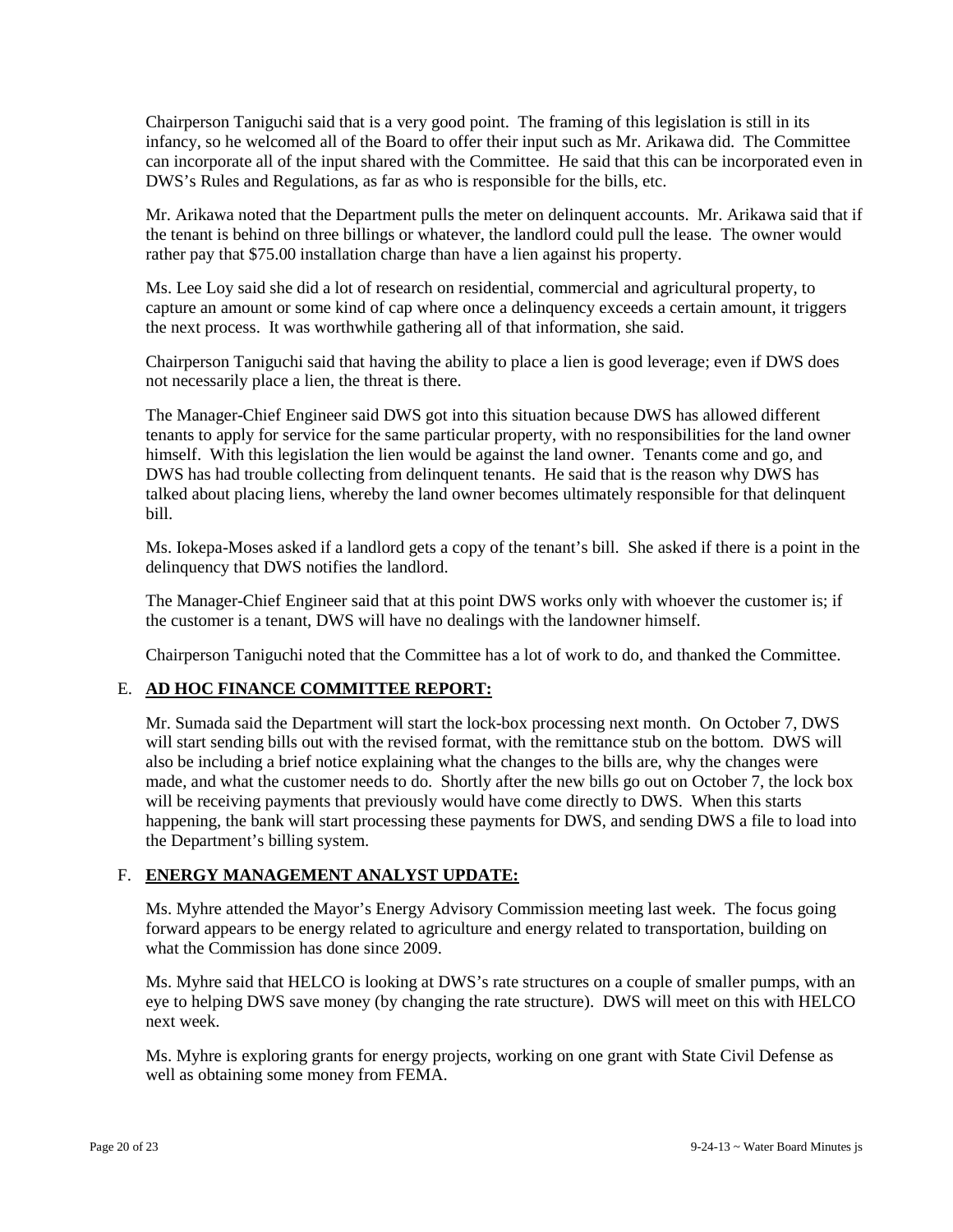Chairperson Taniguchi said that is a very good point. The framing of this legislation is still in its infancy, so he welcomed all of the Board to offer their input such as Mr. Arikawa did. The Committee can incorporate all of the input shared with the Committee. He said that this can be incorporated even in DWS's Rules and Regulations, as far as who is responsible for the bills, etc.

Mr. Arikawa noted that the Department pulls the meter on delinquent accounts. Mr. Arikawa said that if the tenant is behind on three billings or whatever, the landlord could pull the lease. The owner would rather pay that $75.00 installation charge than have a lien against his property.

Ms. Lee Loy said she did a lot of research on residential, commercial and agricultural property, to capture an amount or some kind of cap where once a delinquency exceeds a certain amount, it triggers the next process. It was worthwhile gathering all of that information, she said.

Chairperson Taniguchi said that having the ability to place a lien is good leverage; even if DWS does not necessarily place a lien, the threat is there.

The Manager-Chief Engineer said DWS got into this situation because DWS has allowed different tenants to apply for service for the same particular property, with no responsibilities for the land owner himself. With this legislation the lien would be against the land owner. Tenants come and go, and DWS has had trouble collecting from delinquent tenants. He said that is the reason why DWS has talked about placing liens, whereby the land owner becomes ultimately responsible for that delinquent bill.

Ms. Iokepa-Moses asked if a landlord gets a copy of the tenant's bill. She asked if there is a point in the delinquency that DWS notifies the landlord.

The Manager-Chief Engineer said that at this point DWS works only with whoever the customer is; if the customer is a tenant, DWS will have no dealings with the landowner himself.

Chairperson Taniguchi noted that the Committee has a lot of work to do, and thanked the Committee.

E. **AD HOC FINANCE COMMITTEE REPORT:**

Mr. Sumada said the Department will start the lock-box processing next month. On October 7, DWS will start sending bills out with the revised format, with the remittance stub on the bottom. DWS will also be including a brief notice explaining what the changes to the bills are, why the changes were made, and what the customer needs to do. Shortly after the new bills go out on October 7, the lock box will be receiving payments that previously would have come directly to DWS. When this starts happening, the bank will start processing these payments for DWS, and sending DWS a file to load into the Department's billing system.

F. **ENERGY MANAGEMENT ANALYST UPDATE:**

Ms. Myhre attended the Mayor's Energy Advisory Commission meeting last week. The focus going forward appears to be energy related to agriculture and energy related to transportation, building on what the Commission has done since 2009.

Ms. Myhre said that HELCO is looking at DWS's rate structures on a couple of smaller pumps, with an eye to helping DWS save money (by changing the rate structure). DWS will meet on this with HELCO next week.

Ms. Myhre is exploring grants for energy projects, working on one grant with State Civil Defense as well as obtaining some money from FEMA.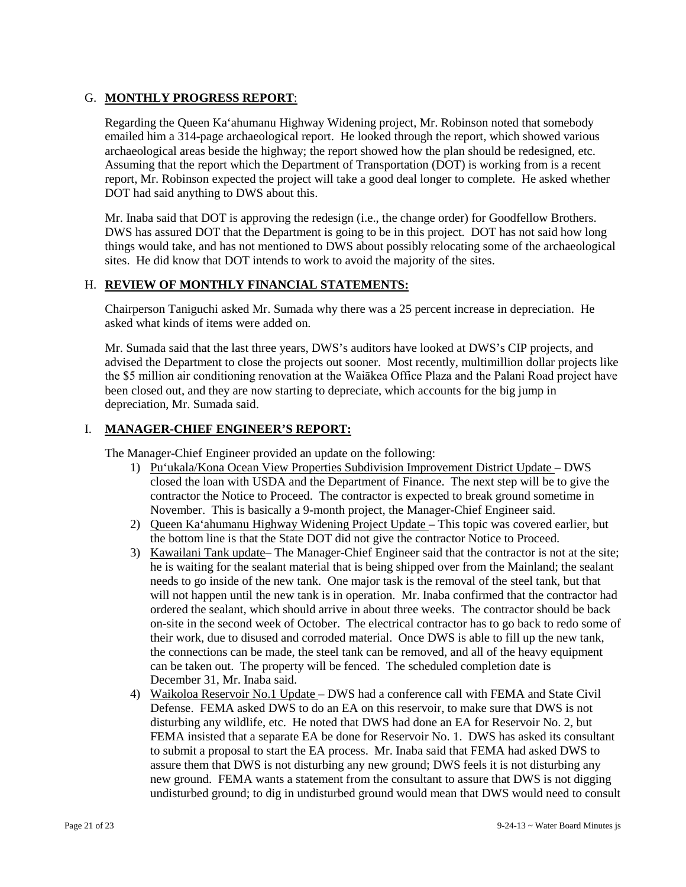G. **MONTHLY PROGRESS REPORT**:

Regarding the Queen Ka'ahumanu Highway Widening project, Mr. Robinson noted that somebody emailed him a 314-page archaeological report. He looked through the report, which showed various archaeological areas beside the highway; the report showed how the plan should be redesigned, etc. Assuming that the report which the Department of Transportation (DOT) is working from is a recent report, Mr. Robinson expected the project will take a good deal longer to complete. He asked whether DOT had said anything to DWS about this.

Mr. Inaba said that DOT is approving the redesign (i.e., the change order) for Goodfellow Brothers. DWS has assured DOT that the Department is going to be in this project. DOT has not said how long things would take, and has not mentioned to DWS about possibly relocating some of the archaeological sites. He did know that DOT intends to work to avoid the majority of the sites.

H. **REVIEW OF MONTHLY FINANCIAL STATEMENTS:**

Chairperson Taniguchi asked Mr. Sumada why there was a 25 percent increase in depreciation. He asked what kinds of items were added on.

Mr. Sumada said that the last three years, DWS's auditors have looked at DWS's CIP projects, and advised the Department to close the projects out sooner. Most recently, multimillion dollar projects like the $5 million air conditioning renovation at the Waiākea Office Plaza and the Palani Road project have been closed out, and they are now starting to depreciate, which accounts for the big jump in depreciation, Mr. Sumada said.

I. **MANAGER-CHIEF ENGINEER'S REPORT:**

The Manager-Chief Engineer provided an update on the following:

1) Pu'ukala/Kona Ocean View Properties Subdivision Improvement District Update – DWS closed the loan with USDA and the Department of Finance. The next step will be to give the contractor the Notice to Proceed. The contractor is expected to break ground sometime in November. This is basically a 9-month project, the Manager-Chief Engineer said.
2) Queen Ka'ahumanu Highway Widening Project Update – This topic was covered earlier, but the bottom line is that the State DOT did not give the contractor Notice to Proceed.
3) Kawailani Tank update– The Manager-Chief Engineer said that the contractor is not at the site; he is waiting for the sealant material that is being shipped over from the Mainland; the sealant needs to go inside of the new tank. One major task is the removal of the steel tank, but that will not happen until the new tank is in operation. Mr. Inaba confirmed that the contractor had ordered the sealant, which should arrive in about three weeks. The contractor should be back on-site in the second week of October. The electrical contractor has to go back to redo some of their work, due to disused and corroded material. Once DWS is able to fill up the new tank, the connections can be made, the steel tank can be removed, and all of the heavy equipment can be taken out. The property will be fenced. The scheduled completion date is December 31, Mr. Inaba said.
4) Waikoloa Reservoir No.1 Update – DWS had a conference call with FEMA and State Civil Defense. FEMA asked DWS to do an EA on this reservoir, to make sure that DWS is not disturbing any wildlife, etc. He noted that DWS had done an EA for Reservoir No. 2, but FEMA insisted that a separate EA be done for Reservoir No. 1. DWS has asked its consultant to submit a proposal to start the EA process. Mr. Inaba said that FEMA had asked DWS to assure them that DWS is not disturbing any new ground; DWS feels it is not disturbing any new ground. FEMA wants a statement from the consultant to assure that DWS is not digging undisturbed ground; to dig in undisturbed ground would mean that DWS would need to consult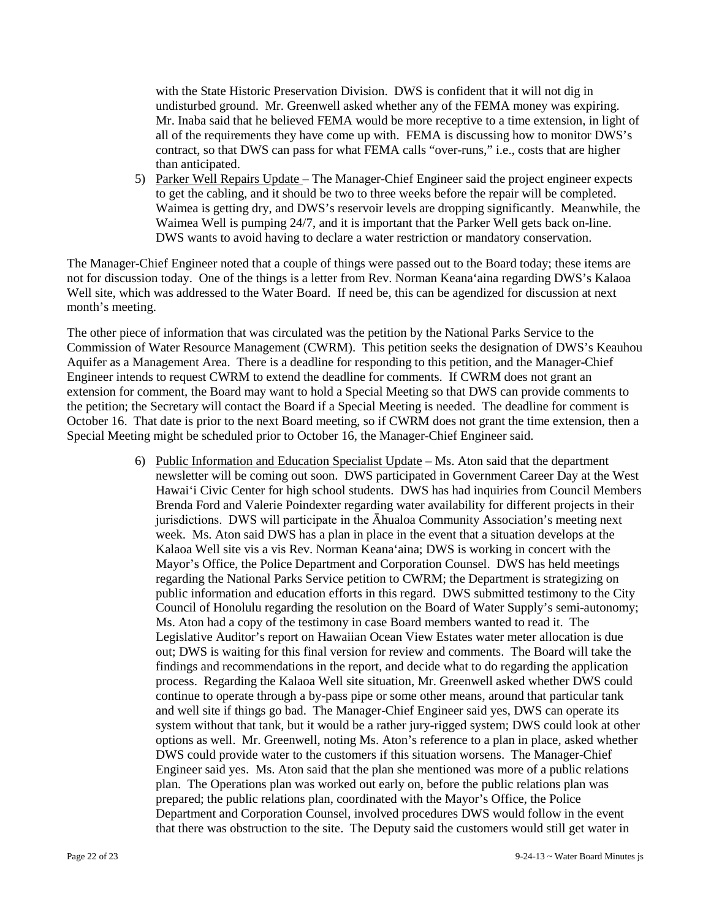with the State Historic Preservation Division. DWS is confident that it will not dig in undisturbed ground. Mr. Greenwell asked whether any of the FEMA money was expiring. Mr. Inaba said that he believed FEMA would be more receptive to a time extension, in light of all of the requirements they have come up with. FEMA is discussing how to monitor DWS's contract, so that DWS can pass for what FEMA calls "over-runs," i.e., costs that are higher than anticipated.

5) Parker Well Repairs Update – The Manager-Chief Engineer said the project engineer expects to get the cabling, and it should be two to three weeks before the repair will be completed. Waimea is getting dry, and DWS's reservoir levels are dropping significantly. Meanwhile, the Waimea Well is pumping 24/7, and it is important that the Parker Well gets back on-line. DWS wants to avoid having to declare a water restriction or mandatory conservation.

The Manager-Chief Engineer noted that a couple of things were passed out to the Board today; these items are not for discussion today. One of the things is a letter from Rev. Norman Keanaʻaina regarding DWS's Kalaoa Well site, which was addressed to the Water Board. If need be, this can be agendized for discussion at next month's meeting.

The other piece of information that was circulated was the petition by the National Parks Service to the Commission of Water Resource Management (CWRM). This petition seeks the designation of DWS's Keauhou Aquifer as a Management Area. There is a deadline for responding to this petition, and the Manager-Chief Engineer intends to request CWRM to extend the deadline for comments. If CWRM does not grant an extension for comment, the Board may want to hold a Special Meeting so that DWS can provide comments to the petition; the Secretary will contact the Board if a Special Meeting is needed. The deadline for comment is October 16. That date is prior to the next Board meeting, so if CWRM does not grant the time extension, then a Special Meeting might be scheduled prior to October 16, the Manager-Chief Engineer said.

6) Public Information and Education Specialist Update – Ms. Aton said that the department newsletter will be coming out soon. DWS participated in Government Career Day at the West Hawaiʻi Civic Center for high school students. DWS has had inquiries from Council Members Brenda Ford and Valerie Poindexter regarding water availability for different projects in their jurisdictions. DWS will participate in the Āhualoa Community Association's meeting next week. Ms. Aton said DWS has a plan in place in the event that a situation develops at the Kalaoa Well site vis a vis Rev. Norman Keanaʻaina; DWS is working in concert with the Mayor's Office, the Police Department and Corporation Counsel. DWS has held meetings regarding the National Parks Service petition to CWRM; the Department is strategizing on public information and education efforts in this regard. DWS submitted testimony to the City Council of Honolulu regarding the resolution on the Board of Water Supply's semi-autonomy; Ms. Aton had a copy of the testimony in case Board members wanted to read it. The Legislative Auditor's report on Hawaiian Ocean View Estates water meter allocation is due out; DWS is waiting for this final version for review and comments. The Board will take the findings and recommendations in the report, and decide what to do regarding the application process. Regarding the Kalaoa Well site situation, Mr. Greenwell asked whether DWS could continue to operate through a by-pass pipe or some other means, around that particular tank and well site if things go bad. The Manager-Chief Engineer said yes, DWS can operate its system without that tank, but it would be a rather jury-rigged system; DWS could look at other options as well. Mr. Greenwell, noting Ms. Aton's reference to a plan in place, asked whether DWS could provide water to the customers if this situation worsens. The Manager-Chief Engineer said yes. Ms. Aton said that the plan she mentioned was more of a public relations plan. The Operations plan was worked out early on, before the public relations plan was prepared; the public relations plan, coordinated with the Mayor's Office, the Police Department and Corporation Counsel, involved procedures DWS would follow in the event that there was obstruction to the site. The Deputy said the customers would still get water in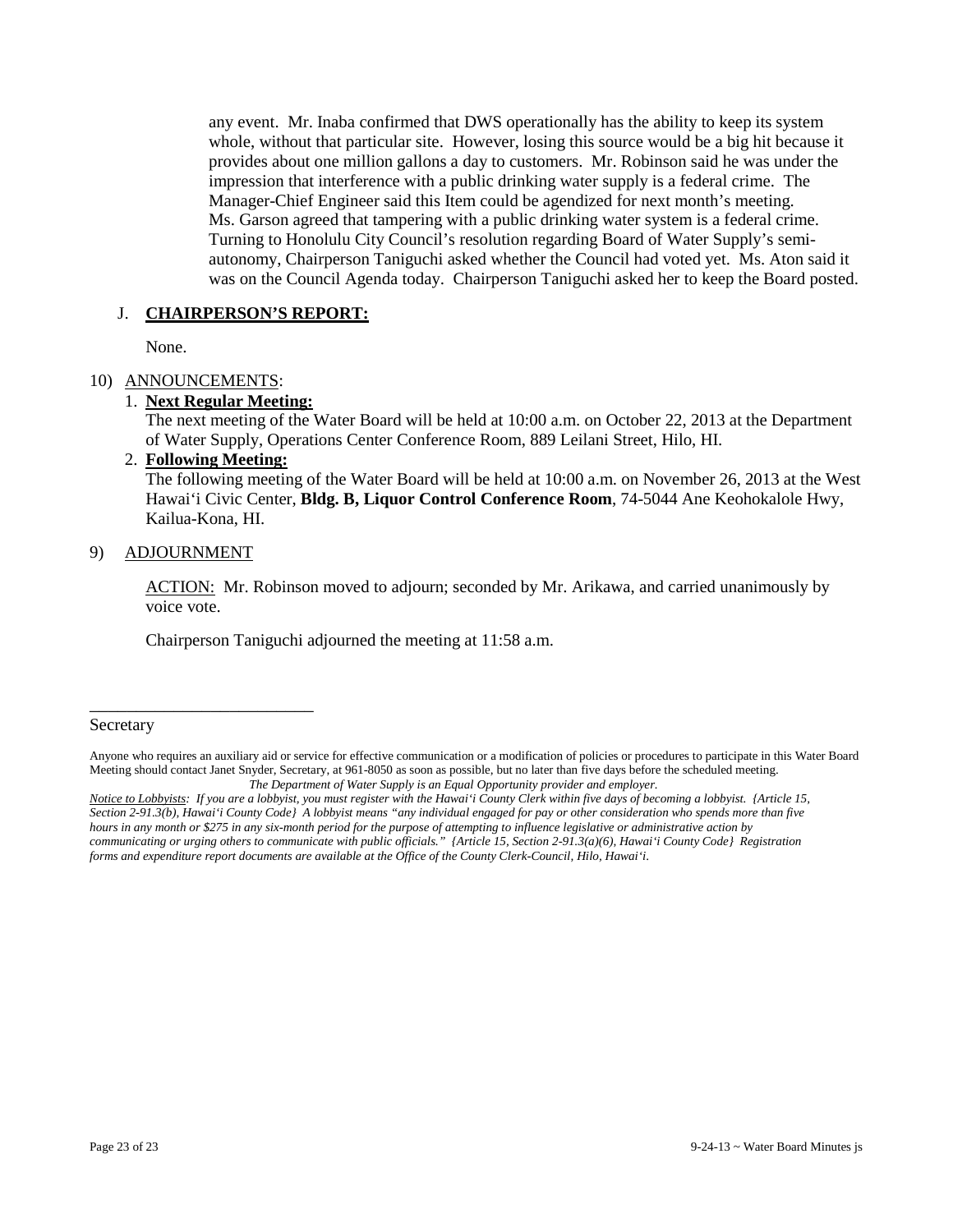any event. Mr. Inaba confirmed that DWS operationally has the ability to keep its system whole, without that particular site. However, losing this source would be a big hit because it provides about one million gallons a day to customers. Mr. Robinson said he was under the impression that interference with a public drinking water supply is a federal crime. The Manager-Chief Engineer said this Item could be agendized for next month's meeting. Ms. Garson agreed that tampering with a public drinking water system is a federal crime. Turning to Honolulu City Council's resolution regarding Board of Water Supply's semi-autonomy, Chairperson Taniguchi asked whether the Council had voted yet. Ms. Aton said it was on the Council Agenda today. Chairperson Taniguchi asked her to keep the Board posted.

J. **CHAIRPERSON'S REPORT:**

None.

10) ANNOUNCEMENTS:

1. **Next Regular Meeting:**
The next meeting of the Water Board will be held at 10:00 a.m. on October 22, 2013 at the Department of Water Supply, Operations Center Conference Room, 889 Leilani Street, Hilo, HI.

2. **Following Meeting:**
The following meeting of the Water Board will be held at 10:00 a.m. on November 26, 2013 at the West Hawai'i Civic Center, **Bldg. B, Liquor Control Conference Room**, 74-5044 Ane Keohokalole Hwy, Kailua-Kona, HI.

9) ADJOURNMENT

ACTION: Mr. Robinson moved to adjourn; seconded by Mr. Arikawa, and carried unanimously by voice vote.

Chairperson Taniguchi adjourned the meeting at 11:58 a.m.

___________________________
Secretary

Anyone who requires an auxiliary aid or service for effective communication or a modification of policies or procedures to participate in this Water Board Meeting should contact Janet Snyder, Secretary, at 961-8050 as soon as possible, but no later than five days before the scheduled meeting.

*The Department of Water Supply is an Equal Opportunity provider and employer.*

*Notice to Lobbyists: If you are a lobbyist, you must register with the Hawai'i County Clerk within five days of becoming a lobbyist. {Article 15, Section 2-91.3(b), Hawai'i County Code} A lobbyist means "any individual engaged for pay or other consideration who spends more than five hours in any month or $275 in any six-month period for the purpose of attempting to influence legislative or administrative action by communicating or urging others to communicate with public officials." {Article 15, Section 2-91.3(a)(6), Hawai'i County Code} Registration forms and expenditure report documents are available at the Office of the County Clerk-Council, Hilo, Hawai'i.*